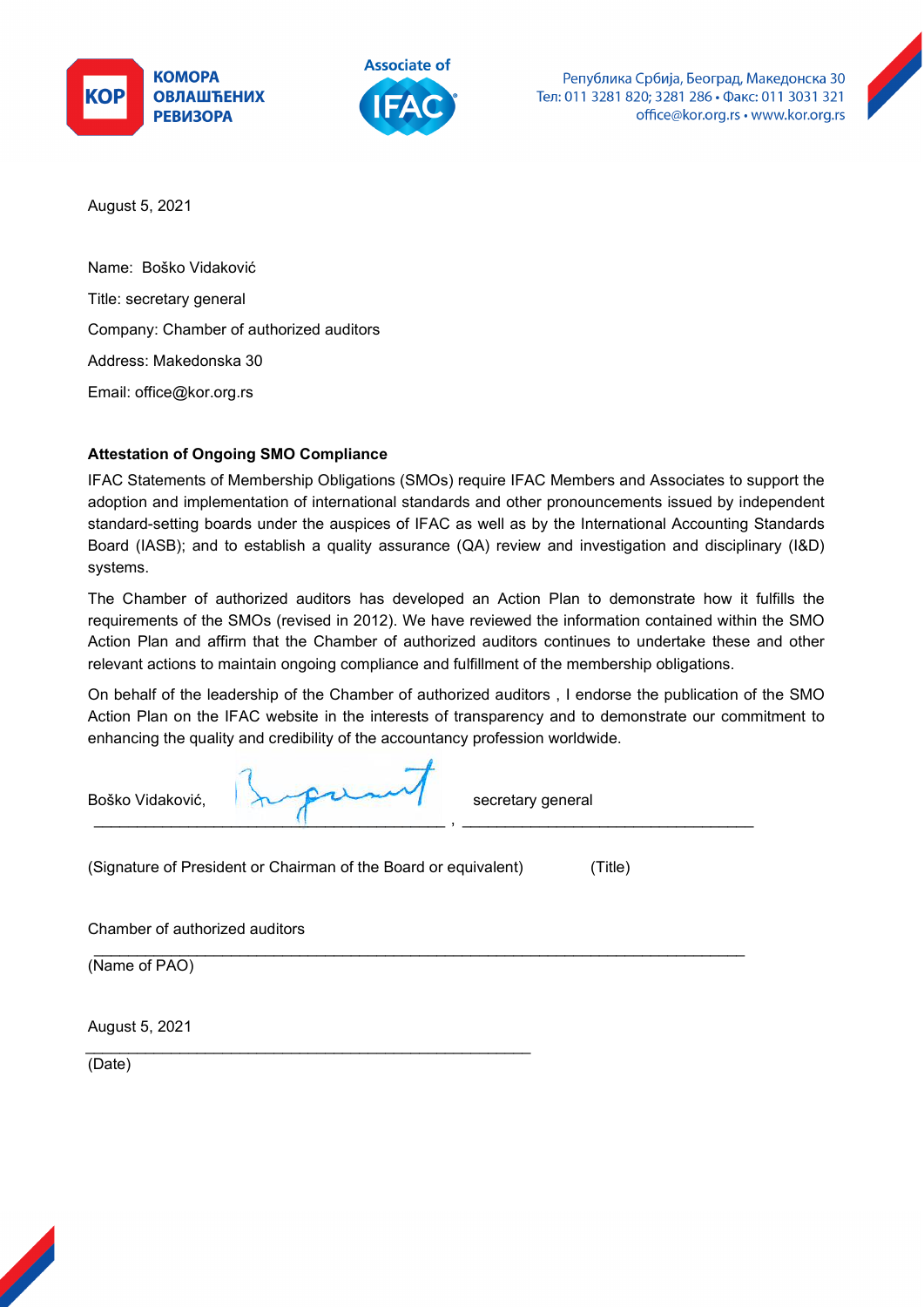КОМОРА ОВЛАШЋЕНИХ РЕВИЗОРА

Associate of IFAC

Република Србија, Београд, Македонска 30
Тел: 011 3281 820; 3281 286 • Факс: 011 3031 321
office@kor.org.rs • www.kor.org.rs

August 5, 2021

Name: Boško Vidaković

Title: secretary general

Company: Chamber of authorized auditors

Address: Makedonska 30

Email: office@kor.org.rs

**Attestation of Ongoing SMO Compliance**

IFAC Statements of Membership Obligations (SMOs) require IFAC Members and Associates to support the adoption and implementation of international standards and other pronouncements issued by independent standard-setting boards under the auspices of IFAC as well as by the International Accounting Standards Board (IASB); and to establish a quality assurance (QA) review and investigation and disciplinary (I&D) systems.

The Chamber of authorized auditors has developed an Action Plan to demonstrate how it fulfills the requirements of the SMOs (revised in 2012). We have reviewed the information contained within the SMO Action Plan and affirm that the Chamber of authorized auditors continues to undertake these and other relevant actions to maintain ongoing compliance and fulfillment of the membership obligations.

On behalf of the leadership of the Chamber of authorized auditors , I endorse the publication of the SMO Action Plan on the IFAC website in the interests of transparency and to demonstrate our commitment to enhancing the quality and credibility of the accountancy profession worldwide.

Boško Vidaković, [signature] , secretary general

(Signature of President or Chairman of the Board or equivalent) (Title)

Chamber of authorized auditors

(Name of PAO)

August 5, 2021

(Date)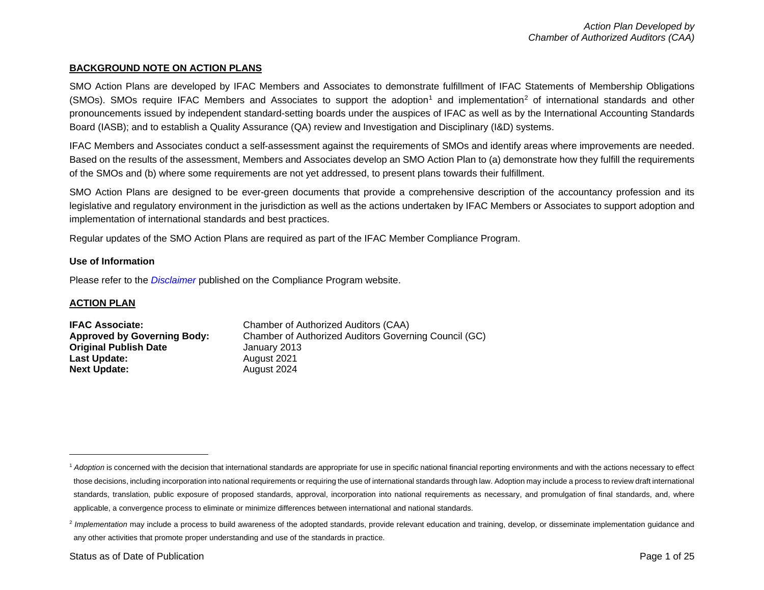## BACKGROUND NOTE ON ACTION PLANS

SMO Action Plans are developed by IFAC Members and Associates to demonstrate fulfillment of IFAC Statements of Membership Obligations (SMOs). SMOs require IFAC Members and Associates to support the adoption[1] and implementation[2] of international standards and other pronouncements issued by independent standard-setting boards under the auspices of IFAC as well as by the International Accounting Standards Board (IASB); and to establish a Quality Assurance (QA) review and Investigation and Disciplinary (I&D) systems.

IFAC Members and Associates conduct a self-assessment against the requirements of SMOs and identify areas where improvements are needed. Based on the results of the assessment, Members and Associates develop an SMO Action Plan to (a) demonstrate how they fulfill the requirements of the SMOs and (b) where some requirements are not yet addressed, to present plans towards their fulfillment.

SMO Action Plans are designed to be ever-green documents that provide a comprehensive description of the accountancy profession and its legislative and regulatory environment in the jurisdiction as well as the actions undertaken by IFAC Members or Associates to support adoption and implementation of international standards and best practices.

Regular updates of the SMO Action Plans are required as part of the IFAC Member Compliance Program.

### Use of Information

Please refer to the *Disclaimer* published on the Compliance Program website.

## ACTION PLAN

**IFAC Associate:** Chamber of Authorized Auditors (CAA)
**Approved by Governing Body:** Chamber of Authorized Auditors Governing Council (GC)
**Original Publish Date** January 2013
**Last Update:** August 2021
**Next Update:** August 2024

---

[1] *Adoption* is concerned with the decision that international standards are appropriate for use in specific national financial reporting environments and with the actions necessary to effect those decisions, including incorporation into national requirements or requiring the use of international standards through law. Adoption may include a process to review draft international standards, translation, public exposure of proposed standards, approval, incorporation into national requirements as necessary, and promulgation of final standards, and, where applicable, a convergence process to eliminate or minimize differences between international and national standards.

[2] *Implementation* may include a process to build awareness of the adopted standards, provide relevant education and training, develop, or disseminate implementation guidance and any other activities that promote proper understanding and use of the standards in practice.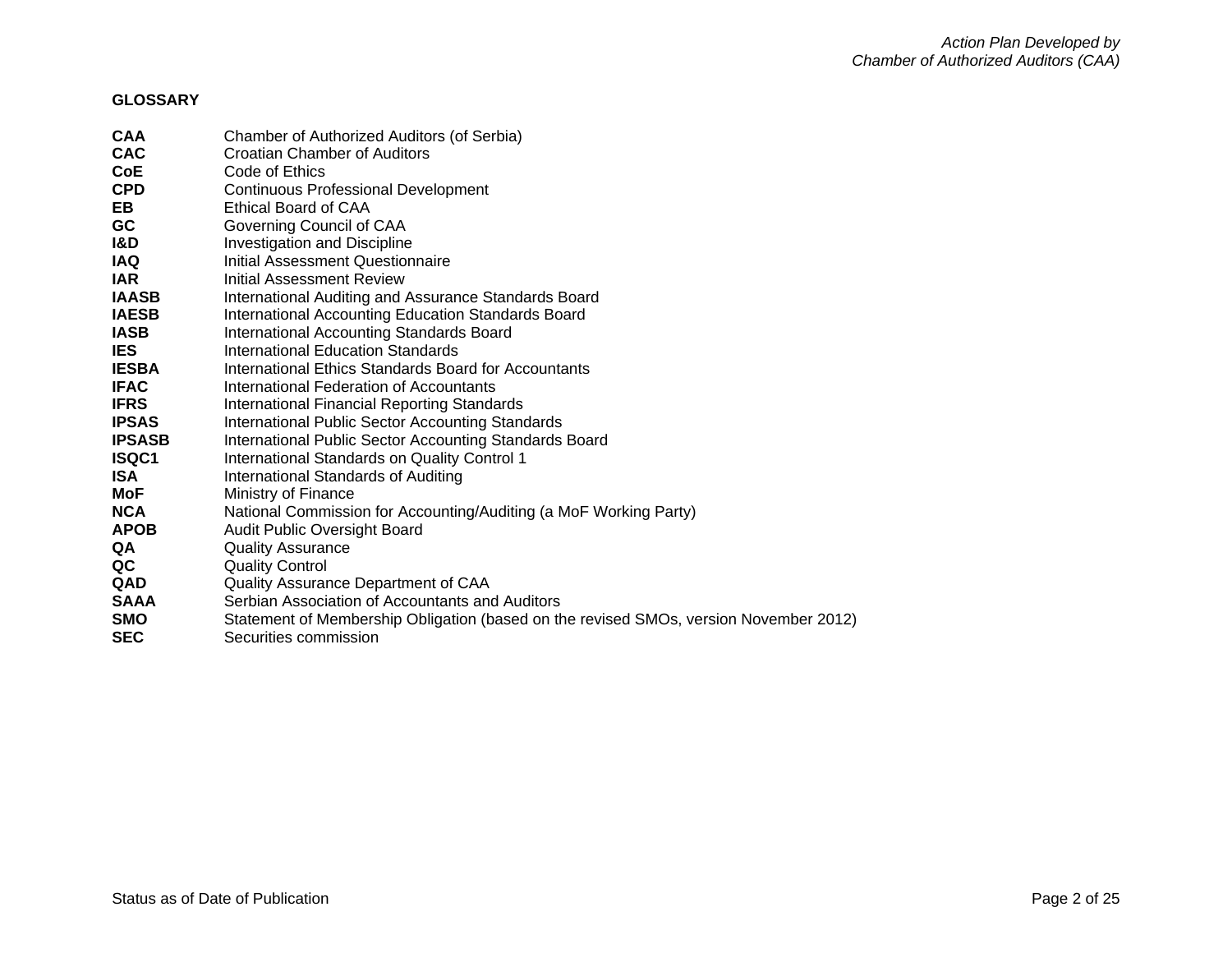**GLOSSARY**

| | |
|---|---|
| **CAA** | Chamber of Authorized Auditors (of Serbia) |
| **CAC** | Croatian Chamber of Auditors |
| **CoE** | Code of Ethics |
| **CPD** | Continuous Professional Development |
| **EB** | Ethical Board of CAA |
| **GC** | Governing Council of CAA |
| **I&D** | Investigation and Discipline |
| **IAQ** | Initial Assessment Questionnaire |
| **IAR** | Initial Assessment Review |
| **IAASB** | International Auditing and Assurance Standards Board |
| **IAESB** | International Accounting Education Standards Board |
| **IASB** | International Accounting Standards Board |
| **IES** | International Education Standards |
| **IESBA** | International Ethics Standards Board for Accountants |
| **IFAC** | International Federation of Accountants |
| **IFRS** | International Financial Reporting Standards |
| **IPSAS** | International Public Sector Accounting Standards |
| **IPSASB** | International Public Sector Accounting Standards Board |
| **ISQC1** | International Standards on Quality Control 1 |
| **ISA** | International Standards of Auditing |
| **MoF** | Ministry of Finance |
| **NCA** | National Commission for Accounting/Auditing (a MoF Working Party) |
| **APOB** | Audit Public Oversight Board |
| **QA** | Quality Assurance |
| **QC** | Quality Control |
| **QAD** | Quality Assurance Department of CAA |
| **SAAA** | Serbian Association of Accountants and Auditors |
| **SMO** | Statement of Membership Obligation (based on the revised SMOs, version November 2012) |
| **SEC** | Securities commission |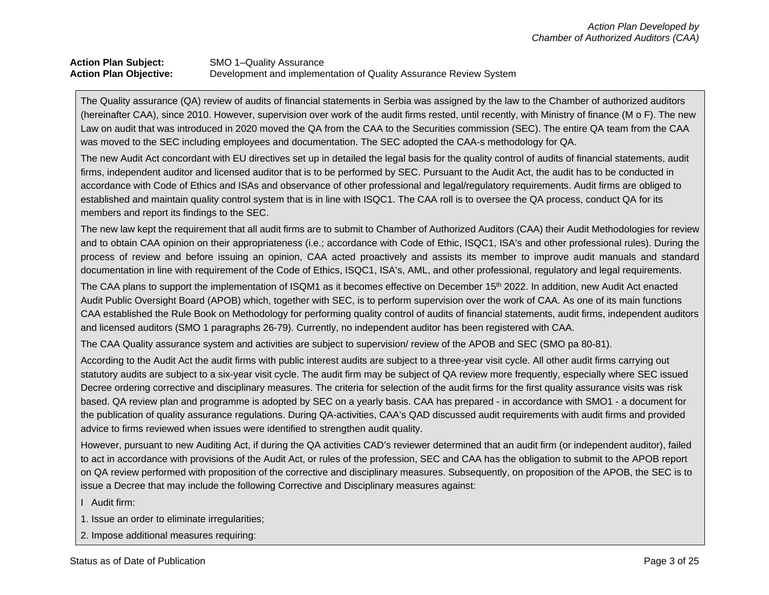**Action Plan Subject:** SMO 1–Quality Assurance
**Action Plan Objective:** Development and implementation of Quality Assurance Review System

The Quality assurance (QA) review of audits of financial statements in Serbia was assigned by the law to the Chamber of authorized auditors (hereinafter CAA), since 2010. However, supervision over work of the audit firms rested, until recently, with Ministry of finance (M o F). The new Law on audit that was introduced in 2020 moved the QA from the CAA to the Securities commission (SEC). The entire QA team from the CAA was moved to the SEC including employees and documentation. The SEC adopted the CAA-s methodology for QA.

The new Audit Act concordant with EU directives set up in detailed the legal basis for the quality control of audits of financial statements, audit firms, independent auditor and licensed auditor that is to be performed by SEC. Pursuant to the Audit Act, the audit has to be conducted in accordance with Code of Ethics and ISAs and observance of other professional and legal/regulatory requirements. Audit firms are obliged to established and maintain quality control system that is in line with ISQC1. The CAA roll is to oversee the QA process, conduct QA for its members and report its findings to the SEC.

The new law kept the requirement that all audit firms are to submit to Chamber of Authorized Auditors (CAA) their Audit Methodologies for review and to obtain CAA opinion on their appropriateness (i.e.; accordance with Code of Ethic, ISQC1, ISA's and other professional rules). During the process of review and before issuing an opinion, CAA acted proactively and assists its member to improve audit manuals and standard documentation in line with requirement of the Code of Ethics, ISQC1, ISA's, AML, and other professional, regulatory and legal requirements.

The CAA plans to support the implementation of ISQM1 as it becomes effective on December 15th 2022. In addition, new Audit Act enacted Audit Public Oversight Board (APOB) which, together with SEC, is to perform supervision over the work of CAA. As one of its main functions CAA established the Rule Book on Methodology for performing quality control of audits of financial statements, audit firms, independent auditors and licensed auditors (SMO 1 paragraphs 26-79). Currently, no independent auditor has been registered with CAA.

The CAA Quality assurance system and activities are subject to supervision/ review of the APOB and SEC (SMO pa 80-81).

According to the Audit Act the audit firms with public interest audits are subject to a three-year visit cycle. All other audit firms carrying out statutory audits are subject to a six-year visit cycle. The audit firm may be subject of QA review more frequently, especially where SEC issued Decree ordering corrective and disciplinary measures. The criteria for selection of the audit firms for the first quality assurance visits was risk based. QA review plan and programme is adopted by SEC on a yearly basis. CAA has prepared - in accordance with SMO1 - a document for the publication of quality assurance regulations. During QA-activities, CAA's QAD discussed audit requirements with audit firms and provided advice to firms reviewed when issues were identified to strengthen audit quality.

However, pursuant to new Auditing Act, if during the QA activities CAD's reviewer determined that an audit firm (or independent auditor), failed to act in accordance with provisions of the Audit Act, or rules of the profession, SEC and CAA has the obligation to submit to the APOB report on QA review performed with proposition of the corrective and disciplinary measures. Subsequently, on proposition of the APOB, the SEC is to issue a Decree that may include the following Corrective and Disciplinary measures against:

I Audit firm:

1. Issue an order to eliminate irregularities;
2. Impose additional measures requiring: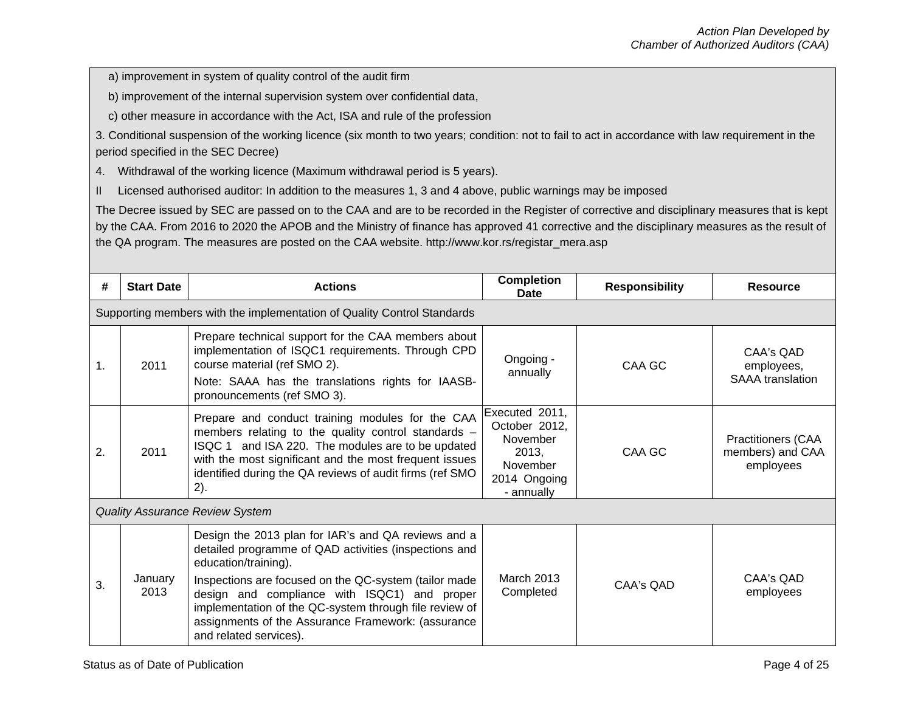a) improvement in system of quality control of the audit firm

b) improvement of the internal supervision system over confidential data,

c) other measure in accordance with the Act, ISA and rule of the profession

3. Conditional suspension of the working licence (six month to two years; condition: not to fail to act in accordance with law requirement in the period specified in the SEC Decree)

4. Withdrawal of the working licence (Maximum withdrawal period is 5 years).

II Licensed authorised auditor: In addition to the measures 1, 3 and 4 above, public warnings may be imposed

The Decree issued by SEC are passed on to the CAA and are to be recorded in the Register of corrective and disciplinary measures that is kept by the CAA. From 2016 to 2020 the APOB and the Ministry of finance has approved 41 corrective and the disciplinary measures as the result of the QA program. The measures are posted on the CAA website. http://www.kor.rs/registar_mera.asp

| # | Start Date | Actions | Completion Date | Responsibility | Resource |
|---|---|---|---|---|---|
| Supporting members with the implementation of Quality Control Standards | | | | | |
| 1. | 2011 | Prepare technical support for the CAA members about implementation of ISQC1 requirements. Through CPD course material (ref SMO 2).<br>Note: SAAA has the translations rights for IAASB-pronouncements (ref SMO 3). | Ongoing - annually | CAA GC | CAA's QAD employees, SAAA translation |
| 2. | 2011 | Prepare and conduct training modules for the CAA members relating to the quality control standards – ISQC 1 and ISA 220. The modules are to be updated with the most significant and the most frequent issues identified during the QA reviews of audit firms (ref SMO 2). | Executed 2011, October 2012, November 2013, November 2014 Ongoing - annually | CAA GC | Practitioners (CAA members) and CAA employees |
| *Quality Assurance Review System* | | | | | |
| 3. | January 2013 | Design the 2013 plan for IAR's and QA reviews and a detailed programme of QAD activities (inspections and education/training).<br>Inspections are focused on the QC-system (tailor made design and compliance with ISQC1) and proper implementation of the QC-system through file review of assignments of the Assurance Framework: (assurance and related services). | March 2013 Completed | CAA's QAD | CAA's QAD employees |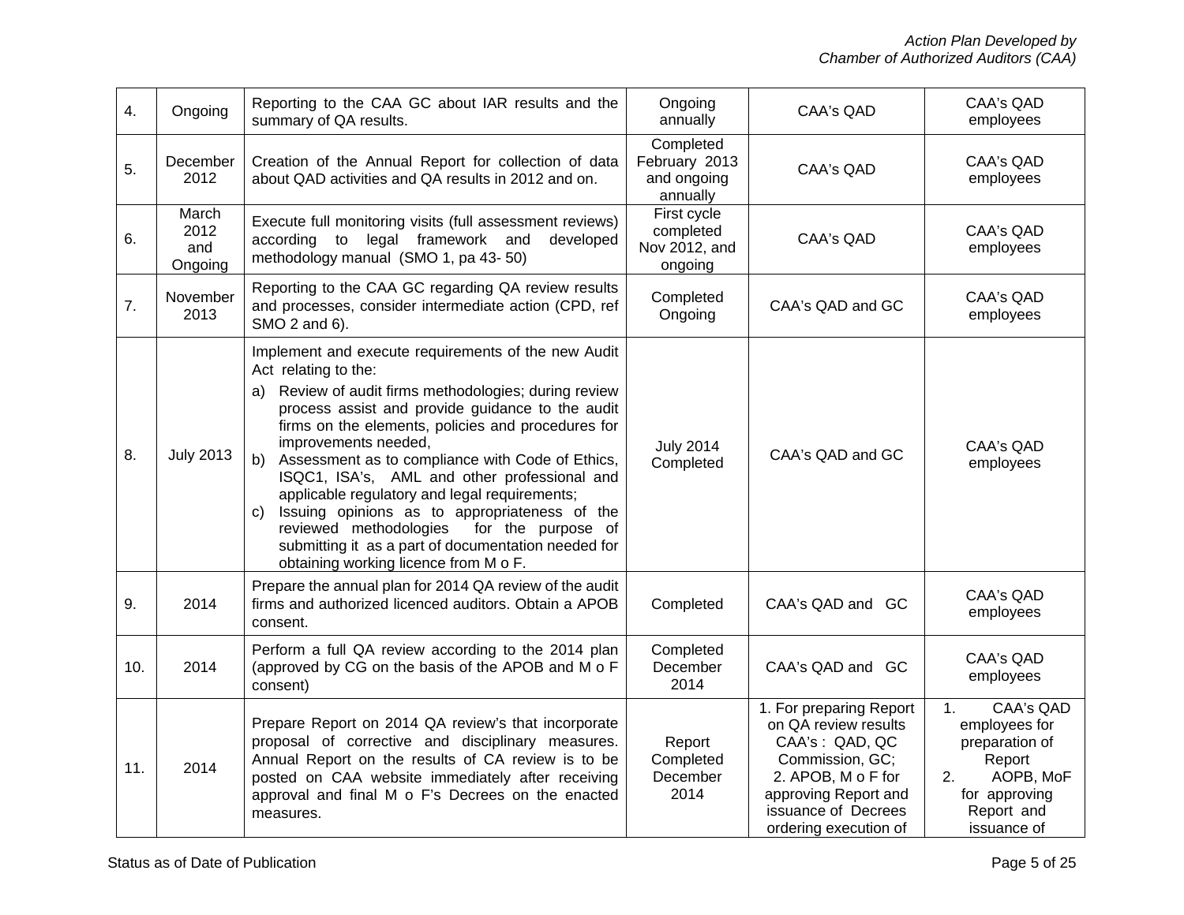| 4. | Ongoing | Reporting to the CAA GC about IAR results and the summary of QA results. | Ongoing annually | CAA's QAD | CAA's QAD employees |
|---|---|---|---|---|---|
| 5. | December 2012 | Creation of the Annual Report for collection of data about QAD activities and QA results in 2012 and on. | Completed February 2013 and ongoing annually | CAA's QAD | CAA's QAD employees |
| 6. | March 2012 and Ongoing | Execute full monitoring visits (full assessment reviews) according to legal framework and developed methodology manual (SMO 1, pa 43- 50) | First cycle completed Nov 2012, and ongoing | CAA's QAD | CAA's QAD employees |
| 7. | November 2013 | Reporting to the CAA GC regarding QA review results and processes, consider intermediate action (CPD, ref SMO 2 and 6). | Completed Ongoing | CAA's QAD and GC | CAA's QAD employees |
| 8. | July 2013 | Implement and execute requirements of the new Audit Act relating to the:<br>a) Review of audit firms methodologies; during review process assist and provide guidance to the audit firms on the elements, policies and procedures for improvements needed,<br>b) Assessment as to compliance with Code of Ethics, ISQC1, ISA's, AML and other professional and applicable regulatory and legal requirements;<br>c) Issuing opinions as to appropriateness of the reviewed methodologies for the purpose of submitting it as a part of documentation needed for obtaining working licence from M o F. | July 2014 Completed | CAA's QAD and GC | CAA's QAD employees |
| 9. | 2014 | Prepare the annual plan for 2014 QA review of the audit firms and authorized licenced auditors. Obtain a APOB consent. | Completed | CAA's QAD and GC | CAA's QAD employees |
| 10. | 2014 | Perform a full QA review according to the 2014 plan (approved by CG on the basis of the APOB and M o F consent) | Completed December 2014 | CAA's QAD and GC | CAA's QAD employees |
| 11. | 2014 | Prepare Report on 2014 QA review's that incorporate proposal of corrective and disciplinary measures. Annual Report on the results of CA review is to be posted on CAA website immediately after receiving approval and final M o F's Decrees on the enacted measures. | Report Completed December 2014 | 1. For preparing Report on QA review results CAA's : QAD, QC Commission, GC;<br>2. APOB, M o F for approving Report and issuance of Decrees ordering execution of | 1. CAA's QAD employees for preparation of Report<br>2. AOPB, MoF for approving Report and issuance of |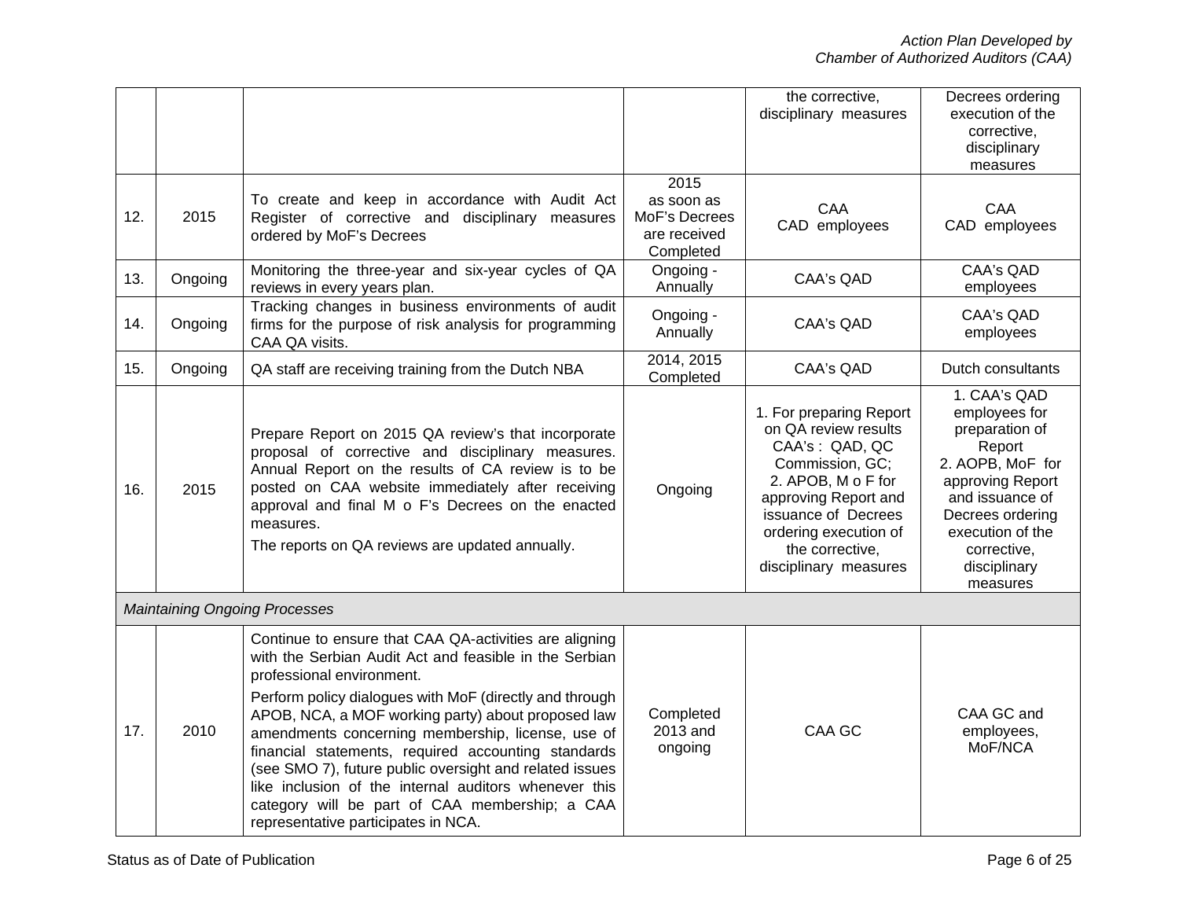| | | | | | |
|---|---|---|---|---|---|
| | | | | the corrective, disciplinary measures | Decrees ordering execution of the corrective, disciplinary measures |
| 12. | 2015 | To create and keep in accordance with Audit Act Register of corrective and disciplinary measures ordered by MoF's Decrees | 2015 as soon as MoF's Decrees are received Completed | CAA CAD employees | CAA CAD employees |
| 13. | Ongoing | Monitoring the three-year and six-year cycles of QA reviews in every years plan. | Ongoing - Annually | CAA's QAD | CAA's QAD employees |
| 14. | Ongoing | Tracking changes in business environments of audit firms for the purpose of risk analysis for programming CAA QA visits. | Ongoing - Annually | CAA's QAD | CAA's QAD employees |
| 15. | Ongoing | QA staff are receiving training from the Dutch NBA | 2014, 2015 Completed | CAA's QAD | Dutch consultants |
| 16. | 2015 | Prepare Report on 2015 QA review's that incorporate proposal of corrective and disciplinary measures. Annual Report on the results of CA review is to be posted on CAA website immediately after receiving approval and final M o F's Decrees on the enacted measures.<br>The reports on QA reviews are updated annually. | Ongoing | 1. For preparing Report on QA review results CAA's : QAD, QC Commission, GC;<br>2. APOB, M o F for approving Report and issuance of Decrees ordering execution of the corrective, disciplinary measures | 1. CAA's QAD employees for preparation of Report<br>2. AOPB, MoF for approving Report and issuance of Decrees ordering execution of the corrective, disciplinary measures |
| *Maintaining Ongoing Processes* | | | | | |
| 17. | 2010 | Continue to ensure that CAA QA-activities are aligning with the Serbian Audit Act and feasible in the Serbian professional environment.<br>Perform policy dialogues with MoF (directly and through APOB, NCA, a MOF working party) about proposed law amendments concerning membership, license, use of financial statements, required accounting standards (see SMO 7), future public oversight and related issues like inclusion of the internal auditors whenever this category will be part of CAA membership; a CAA representative participates in NCA. | Completed 2013 and ongoing | CAA GC | CAA GC and employees, MoF/NCA |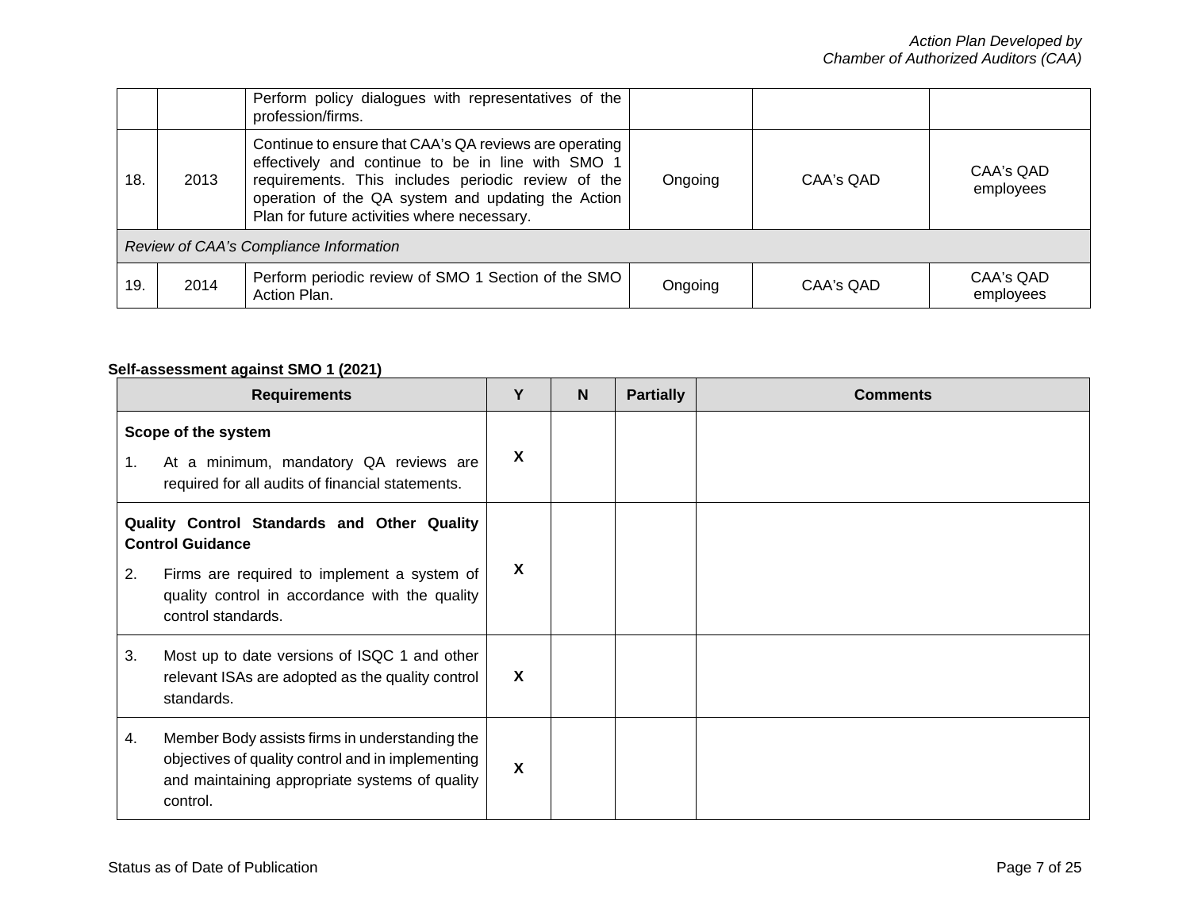| | | | | | |
|---|---|---|---|---|---|
| | | Perform policy dialogues with representatives of the profession/firms. | | | |
| 18. | 2013 | Continue to ensure that CAA's QA reviews are operating effectively and continue to be in line with SMO 1 requirements. This includes periodic review of the operation of the QA system and updating the Action Plan for future activities where necessary. | Ongoing | CAA's QAD | CAA's QAD employees |
| *Review of CAA's Compliance Information* | | | | | |
| 19. | 2014 | Perform periodic review of SMO 1 Section of the SMO Action Plan. | Ongoing | CAA's QAD | CAA's QAD employees |

**Self-assessment against SMO 1 (2021)**

| Requirements | Y | N | Partially | Comments |
|---|---|---|---|---|
| **Scope of the system**<br>1. At a minimum, mandatory QA reviews are required for all audits of financial statements. | X | | | |
| **Quality Control Standards and Other Quality Control Guidance**<br>2. Firms are required to implement a system of quality control in accordance with the quality control standards. | X | | | |
| 3. Most up to date versions of ISQC 1 and other relevant ISAs are adopted as the quality control standards. | X | | | |
| 4. Member Body assists firms in understanding the objectives of quality control and in implementing and maintaining appropriate systems of quality control. | X | | | |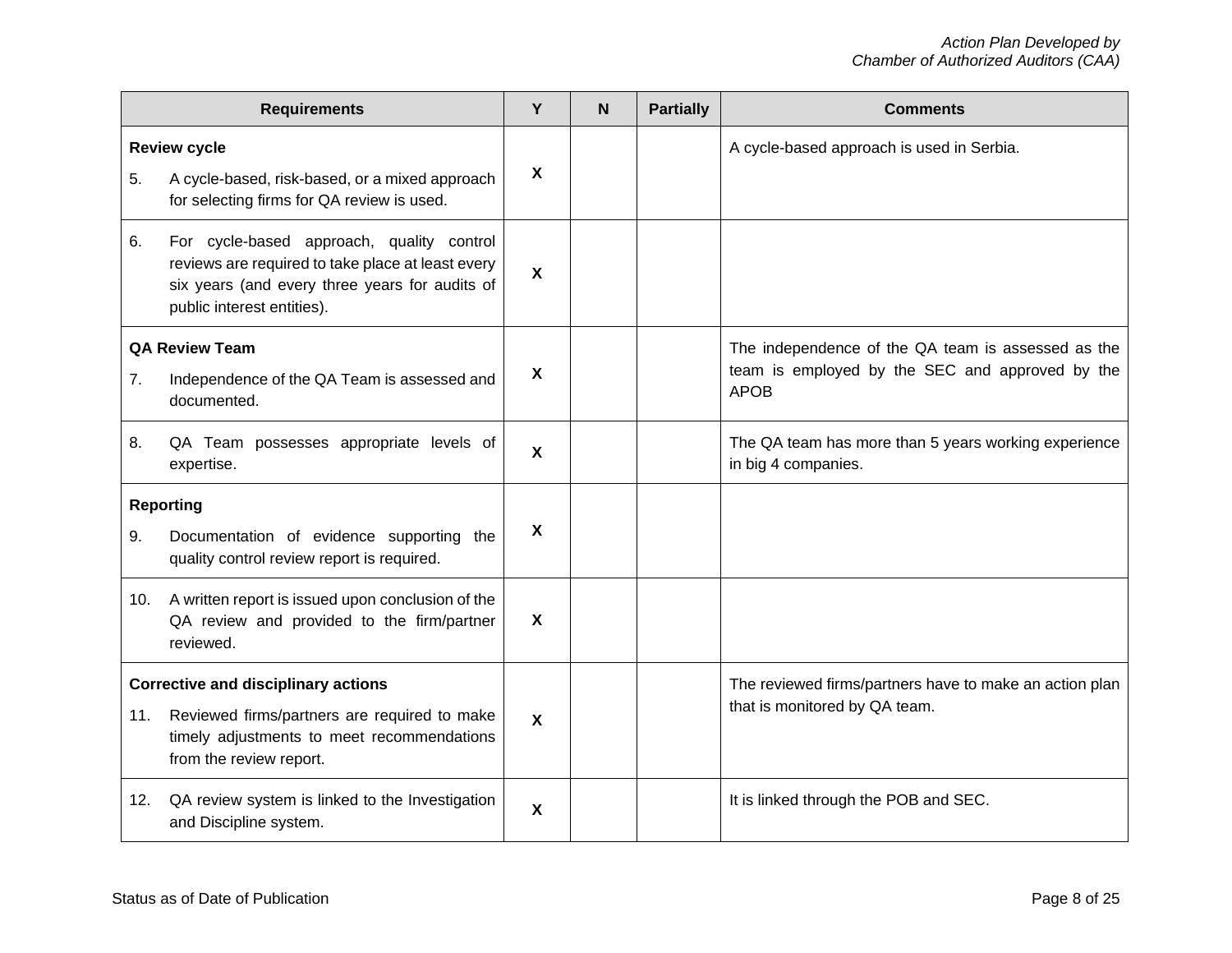| Requirements | Y | N | Partially | Comments |
|---|---|---|---|---|
| **Review cycle**<br>5. A cycle-based, risk-based, or a mixed approach for selecting firms for QA review is used. | X | | | A cycle-based approach is used in Serbia. |
| 6. For cycle-based approach, quality control reviews are required to take place at least every six years (and every three years for audits of public interest entities). | X | | | |
| **QA Review Team**<br>7. Independence of the QA Team is assessed and documented. | X | | | The independence of the QA team is assessed as the team is employed by the SEC and approved by the APOB |
| 8. QA Team possesses appropriate levels of expertise. | X | | | The QA team has more than 5 years working experience in big 4 companies. |
| **Reporting**<br>9. Documentation of evidence supporting the quality control review report is required. | X | | | |
| 10. A written report is issued upon conclusion of the QA review and provided to the firm/partner reviewed. | X | | | |
| **Corrective and disciplinary actions**<br>11. Reviewed firms/partners are required to make timely adjustments to meet recommendations from the review report. | X | | | The reviewed firms/partners have to make an action plan that is monitored by QA team. |
| 12. QA review system is linked to the Investigation and Discipline system. | X | | | It is linked through the POB and SEC. |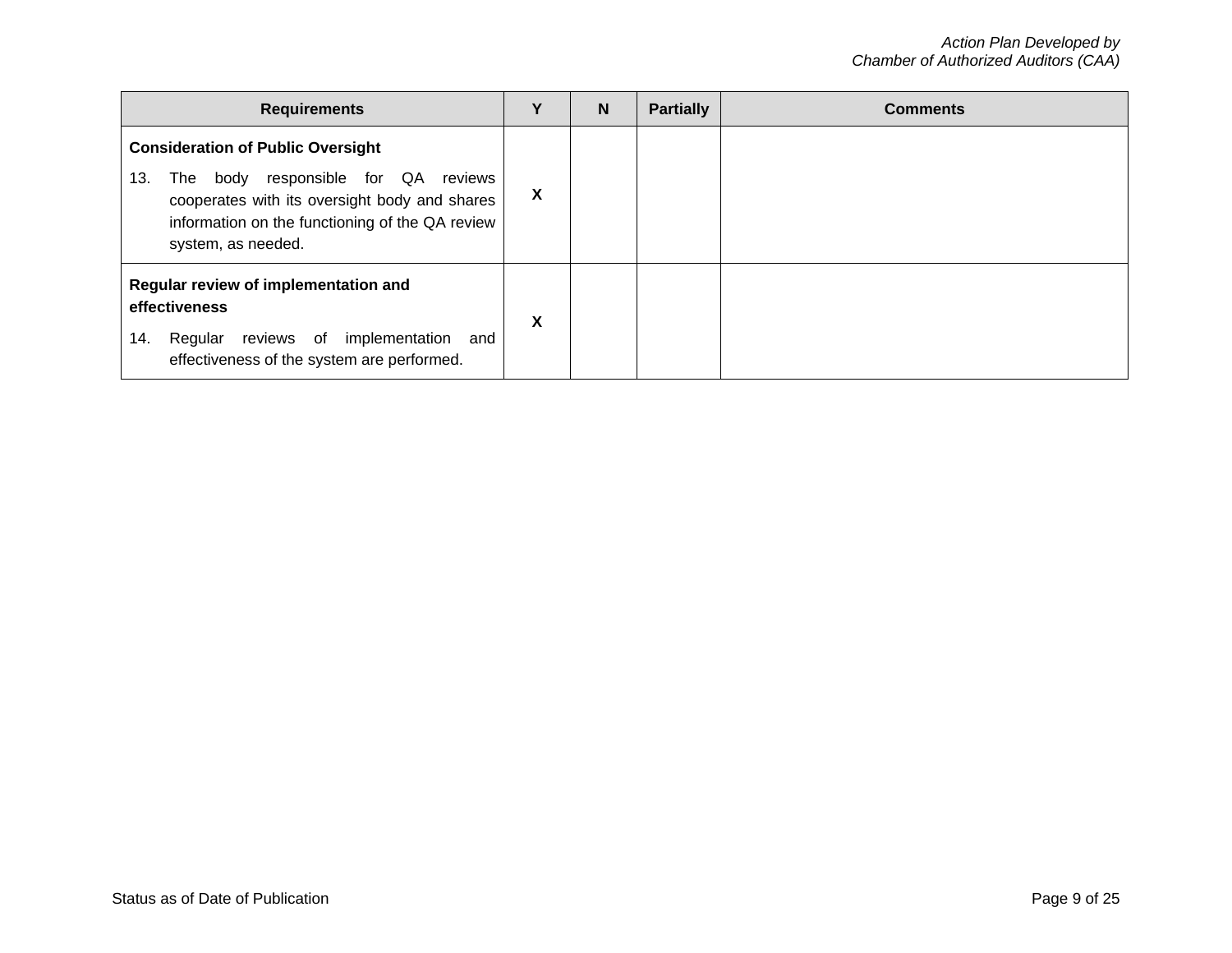| Requirements | Y | N | Partially | Comments |
| --- | --- | --- | --- | --- |
| **Consideration of Public Oversight**<br>13. The body responsible for QA reviews cooperates with its oversight body and shares information on the functioning of the QA review system, as needed. | **X** | | | |
| **Regular review of implementation and effectiveness**<br>14. Regular reviews of implementation and effectiveness of the system are performed. | **X** | | | |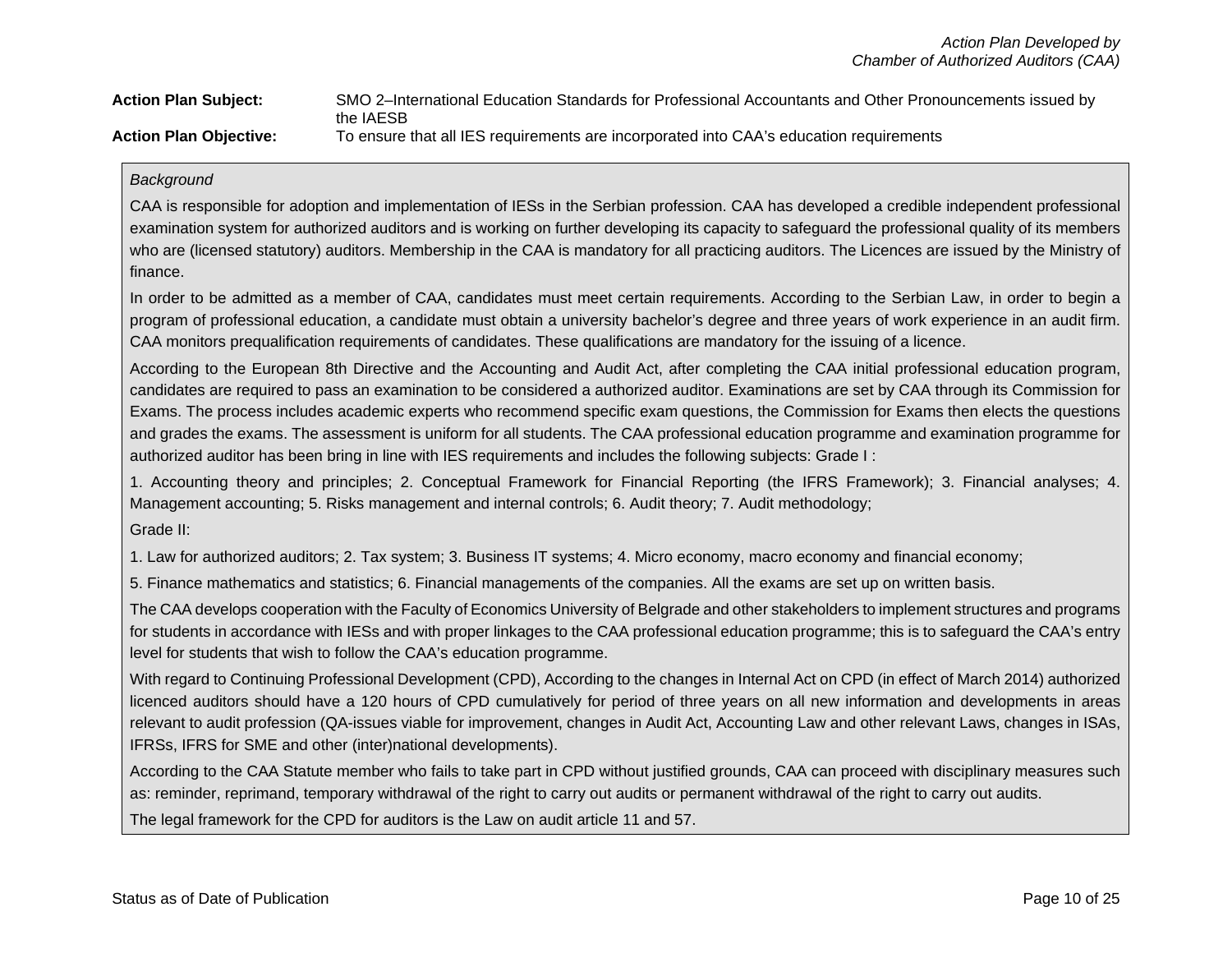**Action Plan Subject:** SMO 2–International Education Standards for Professional Accountants and Other Pronouncements issued by the IAESB

**Action Plan Objective:** To ensure that all IES requirements are incorporated into CAA's education requirements

*Background*

CAA is responsible for adoption and implementation of IESs in the Serbian profession. CAA has developed a credible independent professional examination system for authorized auditors and is working on further developing its capacity to safeguard the professional quality of its members who are (licensed statutory) auditors. Membership in the CAA is mandatory for all practicing auditors. The Licences are issued by the Ministry of finance.

In order to be admitted as a member of CAA, candidates must meet certain requirements. According to the Serbian Law, in order to begin a program of professional education, a candidate must obtain a university bachelor's degree and three years of work experience in an audit firm. CAA monitors prequalification requirements of candidates. These qualifications are mandatory for the issuing of a licence.

According to the European 8th Directive and the Accounting and Audit Act, after completing the CAA initial professional education program, candidates are required to pass an examination to be considered a authorized auditor. Examinations are set by CAA through its Commission for Exams. The process includes academic experts who recommend specific exam questions, the Commission for Exams then elects the questions and grades the exams. The assessment is uniform for all students. The CAA professional education programme and examination programme for authorized auditor has been bring in line with IES requirements and includes the following subjects: Grade I :

1. Accounting theory and principles; 2. Conceptual Framework for Financial Reporting (the IFRS Framework); 3. Financial analyses; 4. Management accounting; 5. Risks management and internal controls; 6. Audit theory; 7. Audit methodology;

Grade II:

1. Law for authorized auditors; 2. Tax system; 3. Business IT systems; 4. Micro economy, macro economy and financial economy;

5. Finance mathematics and statistics; 6. Financial managements of the companies. All the exams are set up on written basis.

The CAA develops cooperation with the Faculty of Economics University of Belgrade and other stakeholders to implement structures and programs for students in accordance with IESs and with proper linkages to the CAA professional education programme; this is to safeguard the CAA's entry level for students that wish to follow the CAA's education programme.

With regard to Continuing Professional Development (CPD), According to the changes in Internal Act on CPD (in effect of March 2014) authorized licenced auditors should have a 120 hours of CPD cumulatively for period of three years on all new information and developments in areas relevant to audit profession (QA-issues viable for improvement, changes in Audit Act, Accounting Law and other relevant Laws, changes in ISAs, IFRSs, IFRS for SME and other (inter)national developments).

According to the CAA Statute member who fails to take part in CPD without justified grounds, CAA can proceed with disciplinary measures such as: reminder, reprimand, temporary withdrawal of the right to carry out audits or permanent withdrawal of the right to carry out audits.

The legal framework for the CPD for auditors is the Law on audit article 11 and 57.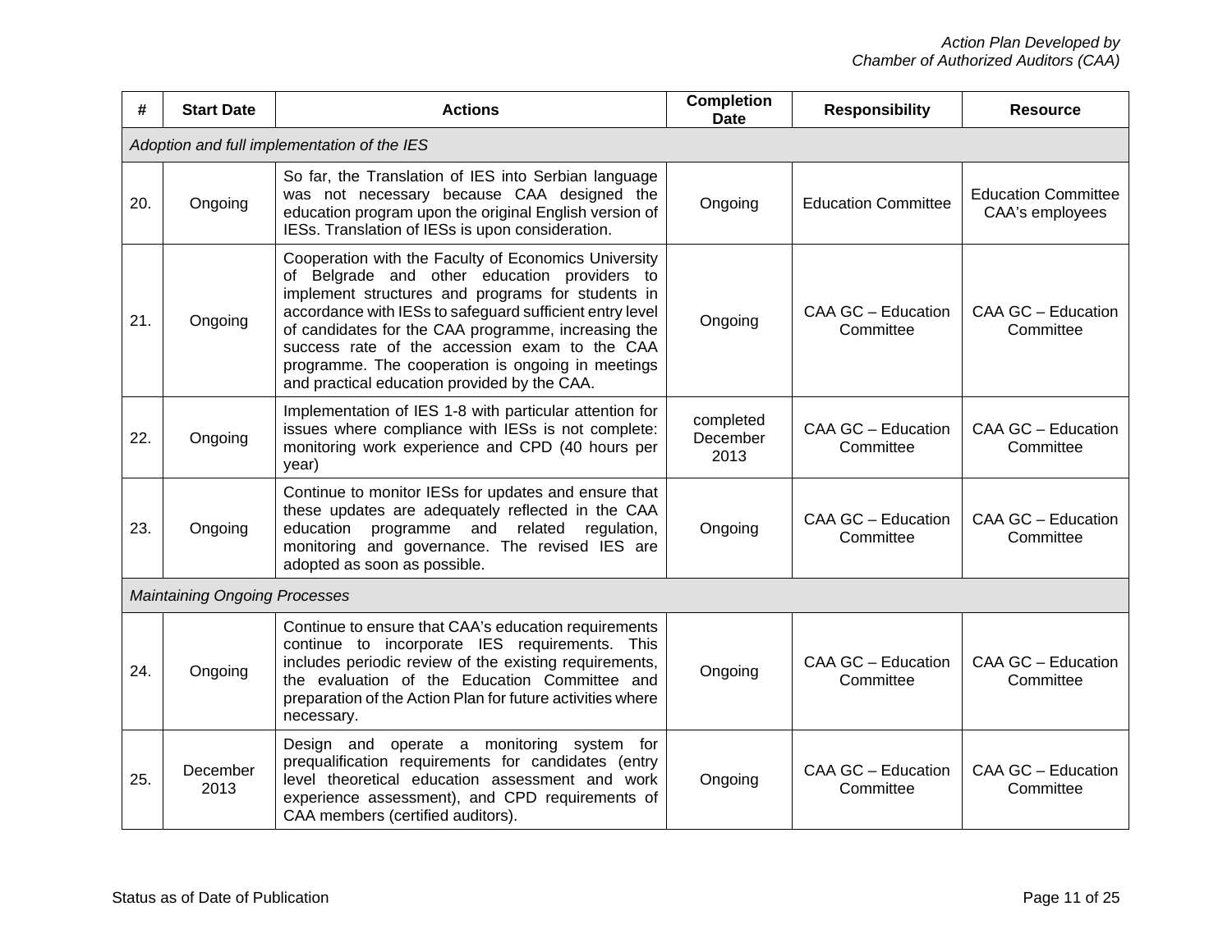| # | Start Date | Actions | Completion Date | Responsibility | Resource |
|---|---|---|---|---|---|
| *Adoption and full implementation of the IES* | | | | | |
| 20. | Ongoing | So far, the Translation of IES into Serbian language was not necessary because CAA designed the education program upon the original English version of IESs. Translation of IESs is upon consideration. | Ongoing | Education Committee | Education Committee CAA's employees |
| 21. | Ongoing | Cooperation with the Faculty of Economics University of Belgrade and other education providers to implement structures and programs for students in accordance with IESs to safeguard sufficient entry level of candidates for the CAA programme, increasing the success rate of the accession exam to the CAA programme. The cooperation is ongoing in meetings and practical education provided by the CAA. | Ongoing | CAA GC – Education Committee | CAA GC – Education Committee |
| 22. | Ongoing | Implementation of IES 1-8 with particular attention for issues where compliance with IESs is not complete: monitoring work experience and CPD (40 hours per year) | completed December 2013 | CAA GC – Education Committee | CAA GC – Education Committee |
| 23. | Ongoing | Continue to monitor IESs for updates and ensure that these updates are adequately reflected in the CAA education programme and related regulation, monitoring and governance. The revised IES are adopted as soon as possible. | Ongoing | CAA GC – Education Committee | CAA GC – Education Committee |
| *Maintaining Ongoing Processes* | | | | | |
| 24. | Ongoing | Continue to ensure that CAA's education requirements continue to incorporate IES requirements. This includes periodic review of the existing requirements, the evaluation of the Education Committee and preparation of the Action Plan for future activities where necessary. | Ongoing | CAA GC – Education Committee | CAA GC – Education Committee |
| 25. | December 2013 | Design and operate a monitoring system for prequalification requirements for candidates (entry level theoretical education assessment and work experience assessment), and CPD requirements of CAA members (certified auditors). | Ongoing | CAA GC – Education Committee | CAA GC – Education Committee |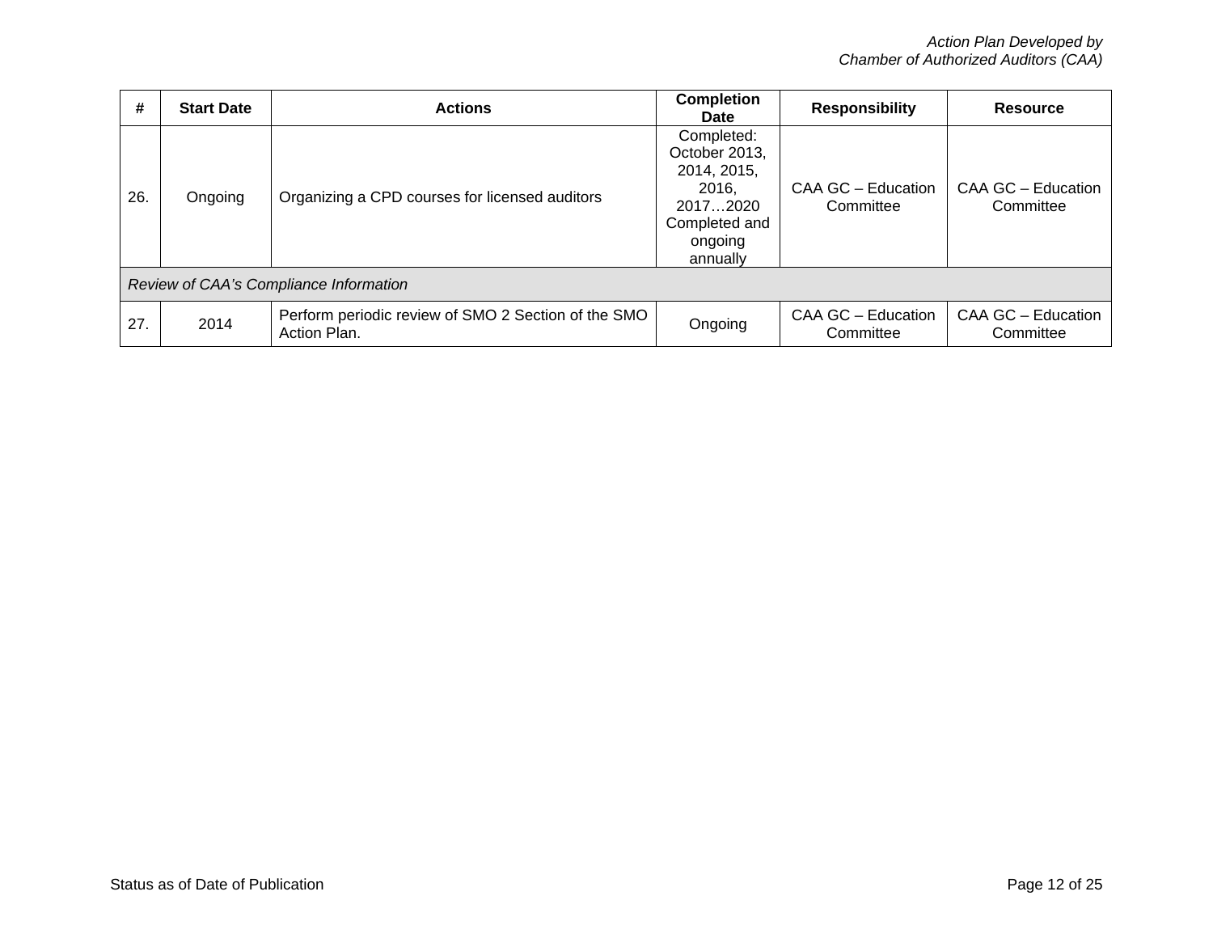| # | Start Date | Actions | Completion Date | Responsibility | Resource |
|---|---|---|---|---|---|
| 26. | Ongoing | Organizing a CPD courses for licensed auditors | Completed: October 2013, 2014, 2015, 2016, 2017…2020 Completed and ongoing annually | CAA GC – Education Committee | CAA GC – Education Committee |
| *Review of CAA's Compliance Information* | | | | | |
| 27. | 2014 | Perform periodic review of SMO 2 Section of the SMO Action Plan. | Ongoing | CAA GC – Education Committee | CAA GC – Education Committee |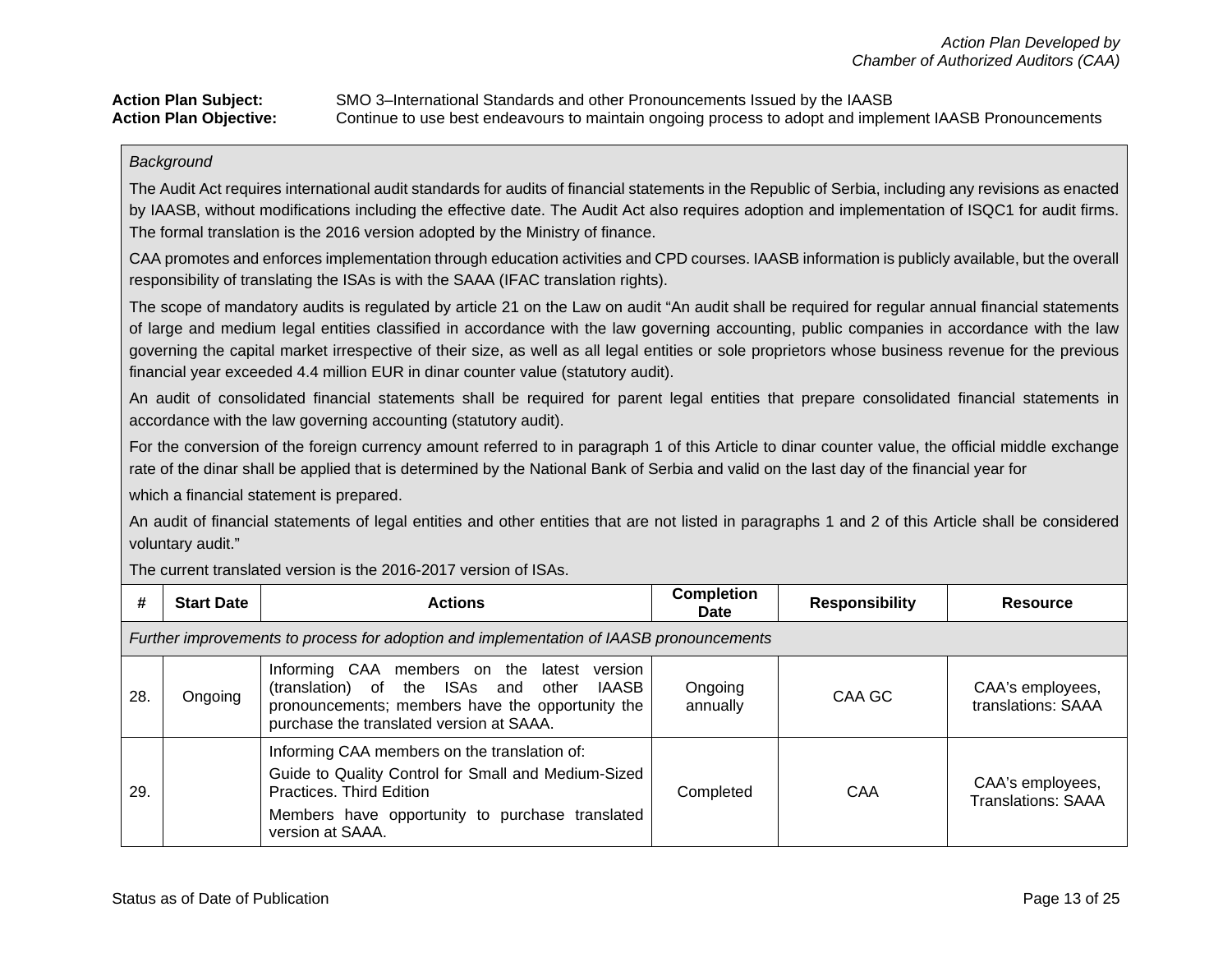**Action Plan Subject:** SMO 3–International Standards and other Pronouncements Issued by the IAASB
**Action Plan Objective:** Continue to use best endeavours to maintain ongoing process to adopt and implement IAASB Pronouncements

*Background*

The Audit Act requires international audit standards for audits of financial statements in the Republic of Serbia, including any revisions as enacted by IAASB, without modifications including the effective date. The Audit Act also requires adoption and implementation of ISQC1 for audit firms. The formal translation is the 2016 version adopted by the Ministry of finance.

CAA promotes and enforces implementation through education activities and CPD courses. IAASB information is publicly available, but the overall responsibility of translating the ISAs is with the SAAA (IFAC translation rights).

The scope of mandatory audits is regulated by article 21 on the Law on audit "An audit shall be required for regular annual financial statements of large and medium legal entities classified in accordance with the law governing accounting, public companies in accordance with the law governing the capital market irrespective of their size, as well as all legal entities or sole proprietors whose business revenue for the previous financial year exceeded 4.4 million EUR in dinar counter value (statutory audit).

An audit of consolidated financial statements shall be required for parent legal entities that prepare consolidated financial statements in accordance with the law governing accounting (statutory audit).

For the conversion of the foreign currency amount referred to in paragraph 1 of this Article to dinar counter value, the official middle exchange rate of the dinar shall be applied that is determined by the National Bank of Serbia and valid on the last day of the financial year for

which a financial statement is prepared.

An audit of financial statements of legal entities and other entities that are not listed in paragraphs 1 and 2 of this Article shall be considered voluntary audit."

The current translated version is the 2016-2017 version of ISAs.

| # | Start Date | Actions | Completion Date | Responsibility | Resource |
|---|---|---|---|---|---|
| *Further improvements to process for adoption and implementation of IAASB pronouncements* | | | | | |
| 28. | Ongoing | Informing CAA members on the latest version (translation) of the ISAs and other IAASB pronouncements; members have the opportunity the purchase the translated version at SAAA. | Ongoing annually | CAA GC | CAA's employees, translations: SAAA |
| 29. | | Informing CAA members on the translation of:<br>Guide to Quality Control for Small and Medium-Sized Practices. Third Edition<br>Members have opportunity to purchase translated version at SAAA. | Completed | CAA | CAA's employees, Translations: SAAA |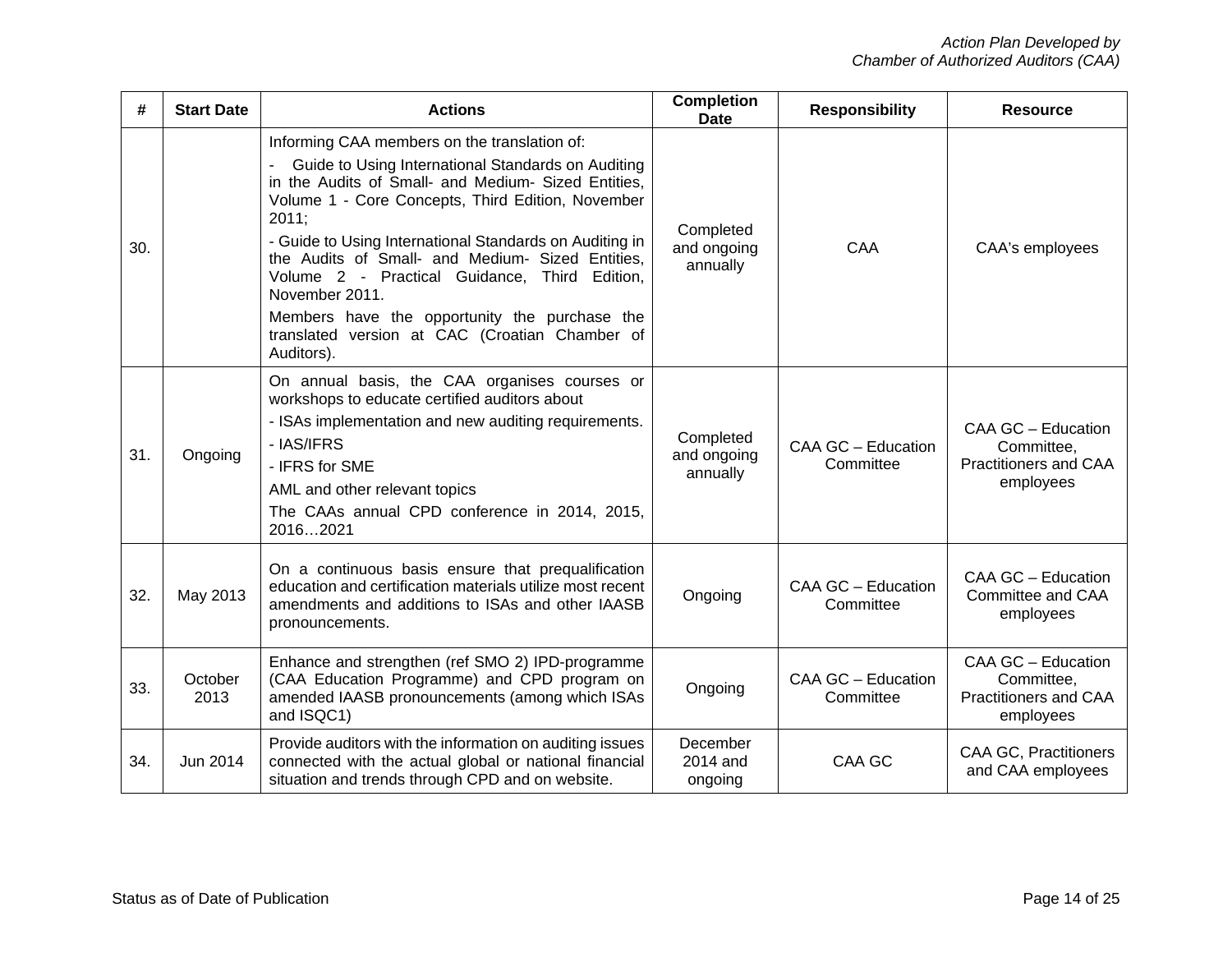| # | Start Date | Actions | Completion Date | Responsibility | Resource |
|---|---|---|---|---|---|
| 30. | | Informing CAA members on the translation of:<br>- Guide to Using International Standards on Auditing in the Audits of Small- and Medium- Sized Entities, Volume 1 - Core Concepts, Third Edition, November 2011;<br>- Guide to Using International Standards on Auditing in the Audits of Small- and Medium- Sized Entities, Volume 2 - Practical Guidance, Third Edition, November 2011.<br>Members have the opportunity the purchase the translated version at CAC (Croatian Chamber of Auditors). | Completed and ongoing annually | CAA | CAA's employees |
| 31. | Ongoing | On annual basis, the CAA organises courses or workshops to educate certified auditors about<br>- ISAs implementation and new auditing requirements.<br>- IAS/IFRS<br>- IFRS for SME<br>AML and other relevant topics<br>The CAAs annual CPD conference in 2014, 2015, 2016…2021 | Completed and ongoing annually | CAA GC – Education Committee | CAA GC – Education Committee, Practitioners and CAA employees |
| 32. | May 2013 | On a continuous basis ensure that prequalification education and certification materials utilize most recent amendments and additions to ISAs and other IAASB pronouncements. | Ongoing | CAA GC – Education Committee | CAA GC – Education Committee and CAA employees |
| 33. | October 2013 | Enhance and strengthen (ref SMO 2) IPD-programme (CAA Education Programme) and CPD program on amended IAASB pronouncements (among which ISAs and ISQC1) | Ongoing | CAA GC – Education Committee | CAA GC – Education Committee, Practitioners and CAA employees |
| 34. | Jun 2014 | Provide auditors with the information on auditing issues connected with the actual global or national financial situation and trends through CPD and on website. | December 2014 and ongoing | CAA GC | CAA GC, Practitioners and CAA employees |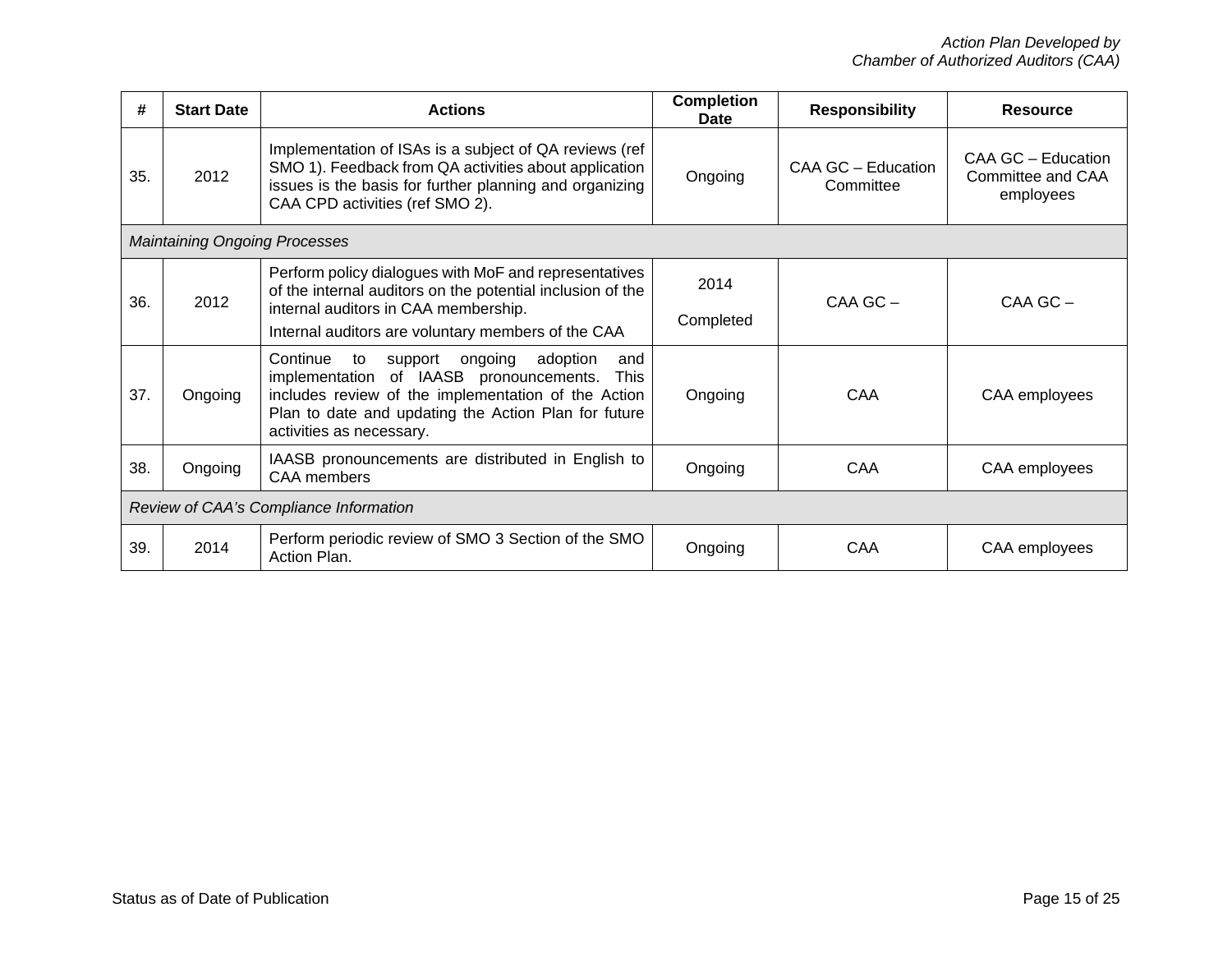| # | Start Date | Actions | Completion Date | Responsibility | Resource |
|---|---|---|---|---|---|
| 35. | 2012 | Implementation of ISAs is a subject of QA reviews (ref SMO 1). Feedback from QA activities about application issues is the basis for further planning and organizing CAA CPD activities (ref SMO 2). | Ongoing | CAA GC – Education Committee | CAA GC – Education Committee and CAA employees |
| *Maintaining Ongoing Processes* | | | | | |
| 36. | 2012 | Perform policy dialogues with MoF and representatives of the internal auditors on the potential inclusion of the internal auditors in CAA membership.<br>Internal auditors are voluntary members of the CAA | 2014<br>Completed | CAA GC – | CAA GC – |
| 37. | Ongoing | Continue to support ongoing adoption and implementation of IAASB pronouncements. This includes review of the implementation of the Action Plan to date and updating the Action Plan for future activities as necessary. | Ongoing | CAA | CAA employees |
| 38. | Ongoing | IAASB pronouncements are distributed in English to CAA members | Ongoing | CAA | CAA employees |
| *Review of CAA's Compliance Information* | | | | | |
| 39. | 2014 | Perform periodic review of SMO 3 Section of the SMO Action Plan. | Ongoing | CAA | CAA employees |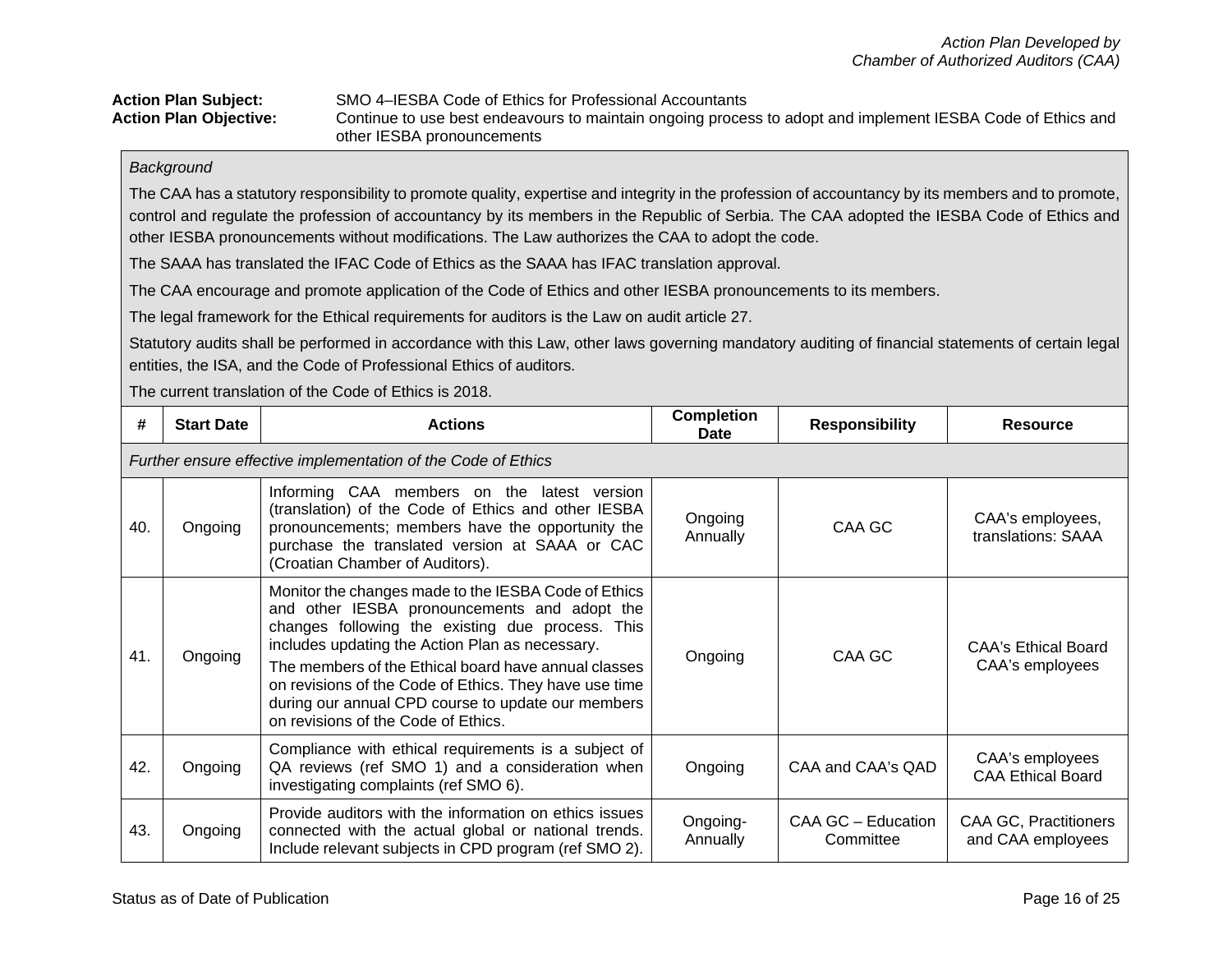**Action Plan Subject:** SMO 4–IESBA Code of Ethics for Professional Accountants

**Action Plan Objective:** Continue to use best endeavours to maintain ongoing process to adopt and implement IESBA Code of Ethics and other IESBA pronouncements

*Background*

The CAA has a statutory responsibility to promote quality, expertise and integrity in the profession of accountancy by its members and to promote, control and regulate the profession of accountancy by its members in the Republic of Serbia. The CAA adopted the IESBA Code of Ethics and other IESBA pronouncements without modifications. The Law authorizes the CAA to adopt the code.

The SAAA has translated the IFAC Code of Ethics as the SAAA has IFAC translation approval.

The CAA encourage and promote application of the Code of Ethics and other IESBA pronouncements to its members.

The legal framework for the Ethical requirements for auditors is the Law on audit article 27.

Statutory audits shall be performed in accordance with this Law, other laws governing mandatory auditing of financial statements of certain legal entities, the ISA, and the Code of Professional Ethics of auditors.

The current translation of the Code of Ethics is 2018.

| # | Start Date | Actions | Completion Date | Responsibility | Resource |
|---|---|---|---|---|---|
| *Further ensure effective implementation of the Code of Ethics* | | | | | |
| 40. | Ongoing | Informing CAA members on the latest version (translation) of the Code of Ethics and other IESBA pronouncements; members have the opportunity the purchase the translated version at SAAA or CAC (Croatian Chamber of Auditors). | Ongoing Annually | CAA GC | CAA's employees, translations: SAAA |
| 41. | Ongoing | Monitor the changes made to the IESBA Code of Ethics and other IESBA pronouncements and adopt the changes following the existing due process. This includes updating the Action Plan as necessary.<br>The members of the Ethical board have annual classes on revisions of the Code of Ethics. They have use time during our annual CPD course to update our members on revisions of the Code of Ethics. | Ongoing | CAA GC | CAA's Ethical Board<br>CAA's employees |
| 42. | Ongoing | Compliance with ethical requirements is a subject of QA reviews (ref SMO 1) and a consideration when investigating complaints (ref SMO 6). | Ongoing | CAA and CAA's QAD | CAA's employees<br>CAA Ethical Board |
| 43. | Ongoing | Provide auditors with the information on ethics issues connected with the actual global or national trends. Include relevant subjects in CPD program (ref SMO 2). | Ongoing-Annually | CAA GC – Education Committee | CAA GC, Practitioners and CAA employees |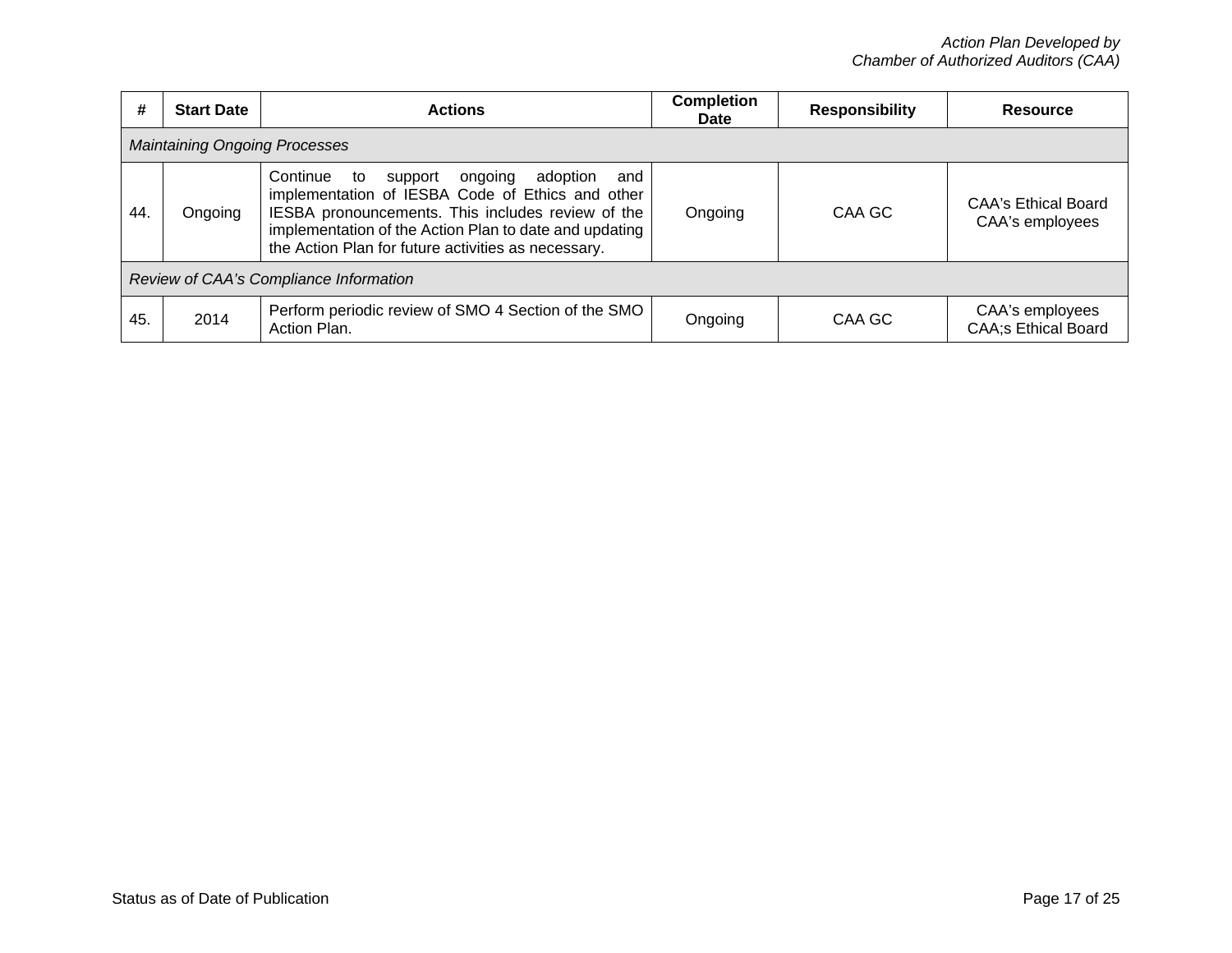| # | Start Date | Actions | Completion Date | Responsibility | Resource |
|---|---|---|---|---|---|
| *Maintaining Ongoing Processes* | | | | | |
| 44. | Ongoing | Continue to support ongoing adoption and implementation of IESBA Code of Ethics and other IESBA pronouncements. This includes review of the implementation of the Action Plan to date and updating the Action Plan for future activities as necessary. | Ongoing | CAA GC | CAA's Ethical Board<br>CAA's employees |
| *Review of CAA's Compliance Information* | | | | | |
| 45. | 2014 | Perform periodic review of SMO 4 Section of the SMO Action Plan. | Ongoing | CAA GC | CAA's employees<br>CAA;s Ethical Board |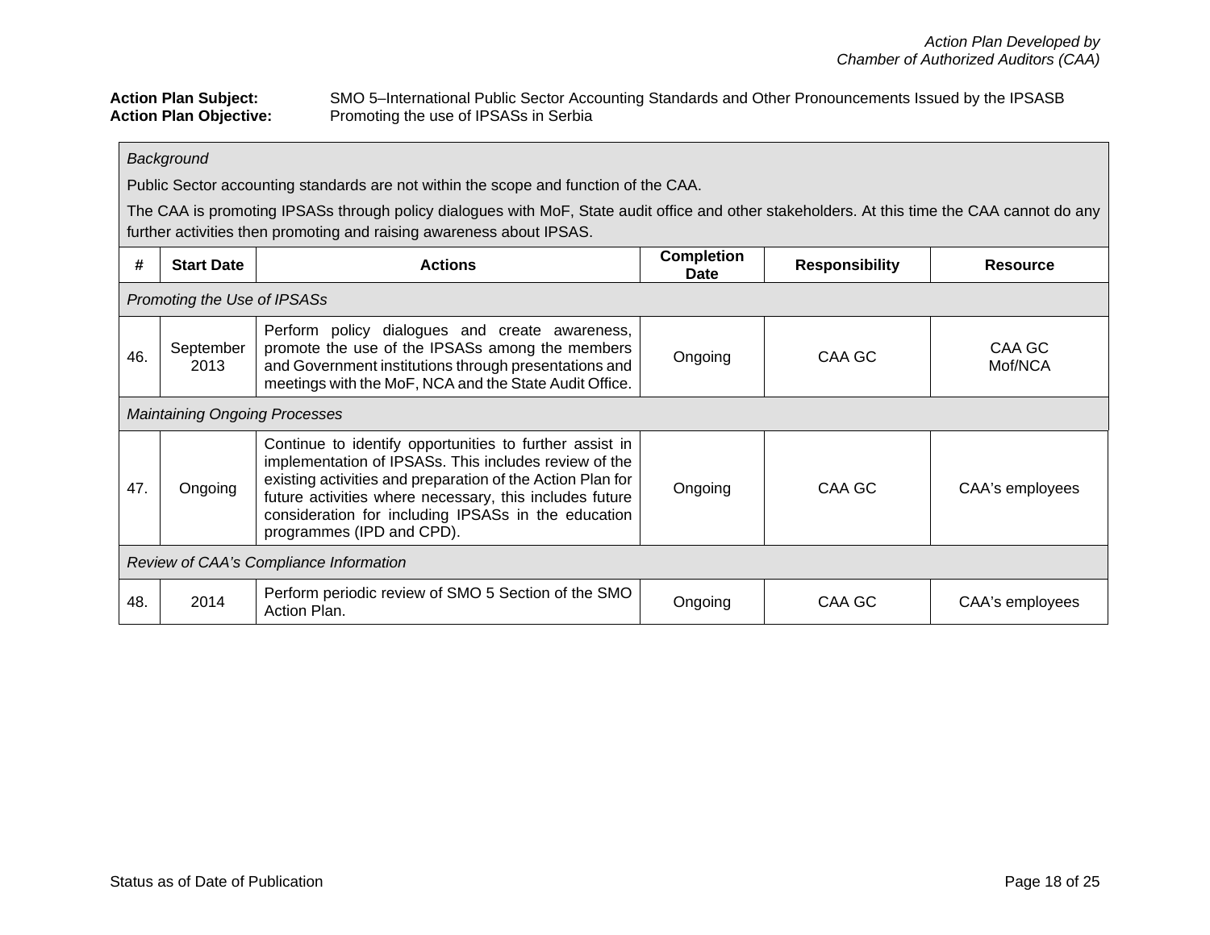**Action Plan Subject:** SMO 5–International Public Sector Accounting Standards and Other Pronouncements Issued by the IPSASB
**Action Plan Objective:** Promoting the use of IPSASs in Serbia

*Background*

Public Sector accounting standards are not within the scope and function of the CAA.

The CAA is promoting IPSASs through policy dialogues with MoF, State audit office and other stakeholders. At this time the CAA cannot do any further activities then promoting and raising awareness about IPSAS.

| # | Start Date | Actions | Completion Date | Responsibility | Resource |
|---|---|---|---|---|---|
| *Promoting the Use of IPSASs* | | | | | |
| 46. | September 2013 | Perform policy dialogues and create awareness, promote the use of the IPSASs among the members and Government institutions through presentations and meetings with the MoF, NCA and the State Audit Office. | Ongoing | CAA GC | CAA GC Mof/NCA |
| *Maintaining Ongoing Processes* | | | | | |
| 47. | Ongoing | Continue to identify opportunities to further assist in implementation of IPSASs. This includes review of the existing activities and preparation of the Action Plan for future activities where necessary, this includes future consideration for including IPSASs in the education programmes (IPD and CPD). | Ongoing | CAA GC | CAA's employees |
| *Review of CAA's Compliance Information* | | | | | |
| 48. | 2014 | Perform periodic review of SMO 5 Section of the SMO Action Plan. | Ongoing | CAA GC | CAA's employees |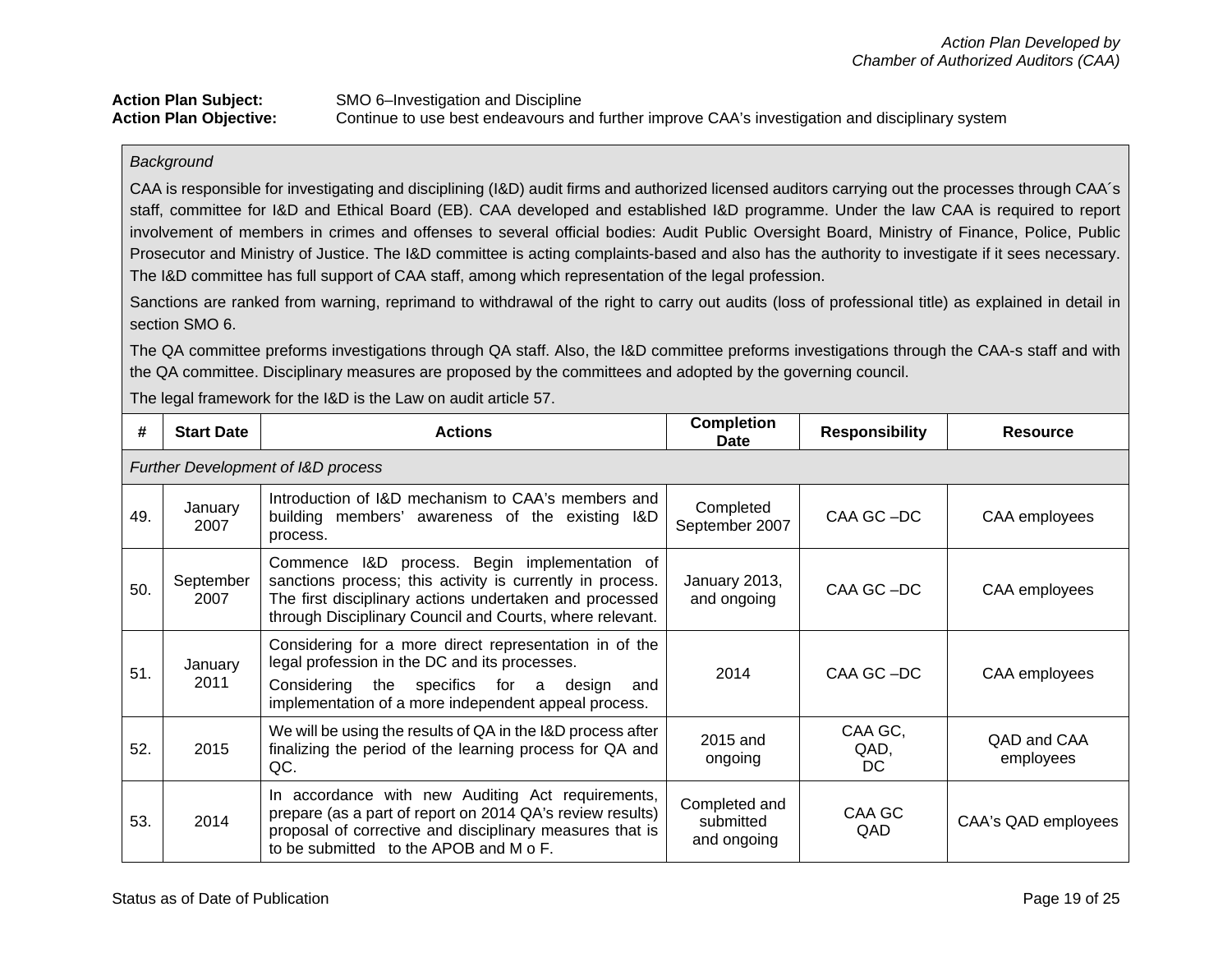**Action Plan Subject:** SMO 6–Investigation and Discipline
**Action Plan Objective:** Continue to use best endeavours and further improve CAA's investigation and disciplinary system

*Background*

CAA is responsible for investigating and disciplining (I&D) audit firms and authorized licensed auditors carrying out the processes through CAA´s staff, committee for I&D and Ethical Board (EB). CAA developed and established I&D programme. Under the law CAA is required to report involvement of members in crimes and offenses to several official bodies: Audit Public Oversight Board, Ministry of Finance, Police, Public Prosecutor and Ministry of Justice. The I&D committee is acting complaints-based and also has the authority to investigate if it sees necessary. The I&D committee has full support of CAA staff, among which representation of the legal profession.

Sanctions are ranked from warning, reprimand to withdrawal of the right to carry out audits (loss of professional title) as explained in detail in section SMO 6.

The QA committee preforms investigations through QA staff. Also, the I&D committee preforms investigations through the CAA-s staff and with the QA committee. Disciplinary measures are proposed by the committees and adopted by the governing council.

The legal framework for the I&D is the Law on audit article 57.

| # | Start Date | Actions | Completion Date | Responsibility | Resource |
|---|---|---|---|---|---|
| *Further Development of I&D process* | | | | | |
| 49. | January 2007 | Introduction of I&D mechanism to CAA's members and building members' awareness of the existing I&D process. | Completed September 2007 | CAA GC –DC | CAA employees |
| 50. | September 2007 | Commence I&D process. Begin implementation of sanctions process; this activity is currently in process. The first disciplinary actions undertaken and processed through Disciplinary Council and Courts, where relevant. | January 2013, and ongoing | CAA GC –DC | CAA employees |
| 51. | January 2011 | Considering for a more direct representation in of the legal profession in the DC and its processes.<br>Considering the specifics for a design and implementation of a more independent appeal process. | 2014 | CAA GC –DC | CAA employees |
| 52. | 2015 | We will be using the results of QA in the I&D process after finalizing the period of the learning process for QA and QC. | 2015 and ongoing | CAA GC, QAD, DC | QAD and CAA employees |
| 53. | 2014 | In accordance with new Auditing Act requirements, prepare (as a part of report on 2014 QA's review results) proposal of corrective and disciplinary measures that is to be submitted to the APOB and M o F. | Completed and submitted and ongoing | CAA GC QAD | CAA's QAD employees |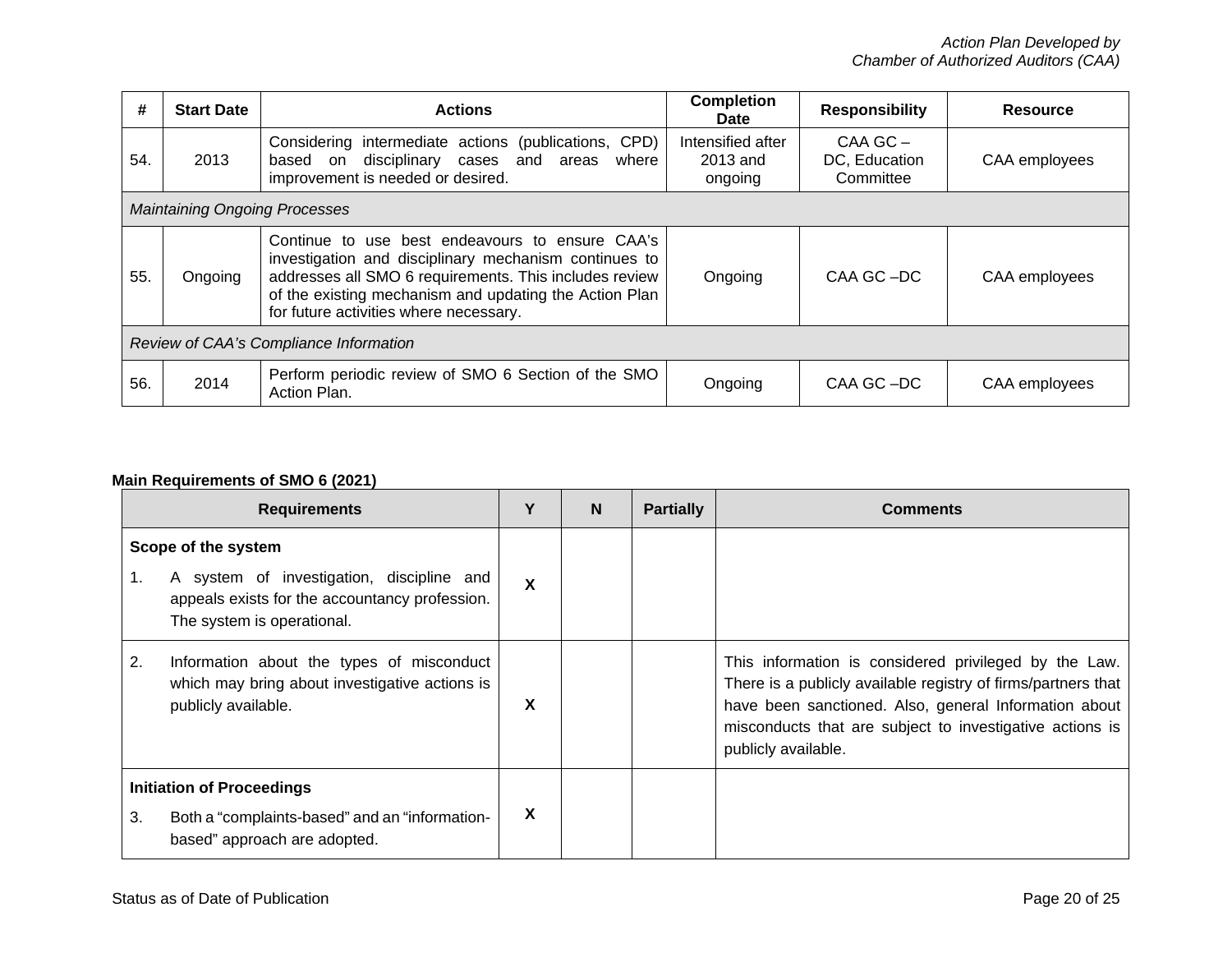| # | Start Date | Actions | Completion Date | Responsibility | Resource |
|---|---|---|---|---|---|
| 54. | 2013 | Considering intermediate actions (publications, CPD) based on disciplinary cases and areas where improvement is needed or desired. | Intensified after 2013 and ongoing | CAA GC – DC, Education Committee | CAA employees |
| *Maintaining Ongoing Processes* | | | | | |
| 55. | Ongoing | Continue to use best endeavours to ensure CAA's investigation and disciplinary mechanism continues to addresses all SMO 6 requirements. This includes review of the existing mechanism and updating the Action Plan for future activities where necessary. | Ongoing | CAA GC –DC | CAA employees |
| *Review of CAA's Compliance Information* | | | | | |
| 56. | 2014 | Perform periodic review of SMO 6 Section of the SMO Action Plan. | Ongoing | CAA GC –DC | CAA employees |

**Main Requirements of SMO 6 (2021)**

| Requirements | Y | N | Partially | Comments |
|---|---|---|---|---|
| **Scope of the system**<br>1. A system of investigation, discipline and appeals exists for the accountancy profession. The system is operational. | X | | | |
| 2. Information about the types of misconduct which may bring about investigative actions is publicly available. | X | | | This information is considered privileged by the Law. There is a publicly available registry of firms/partners that have been sanctioned. Also, general Information about misconducts that are subject to investigative actions is publicly available. |
| **Initiation of Proceedings**<br>3. Both a "complaints-based" and an "information-based" approach are adopted. | X | | | |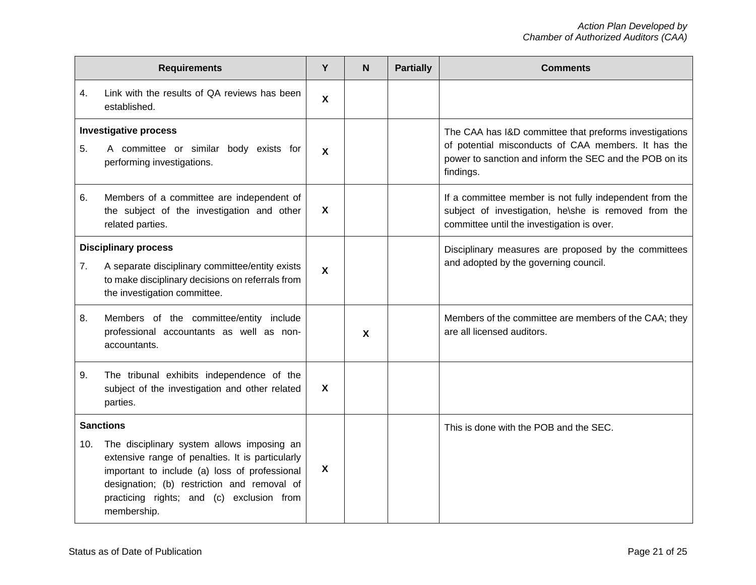| Requirements | Y | N | Partially | Comments |
|---|---|---|---|---|
| 4. Link with the results of QA reviews has been established. | X | | | |
| **Investigative process**<br>5. A committee or similar body exists for performing investigations. | X | | | The CAA has I&D committee that preforms investigations of potential misconducts of CAA members. It has the power to sanction and inform the SEC and the POB on its findings. |
| 6. Members of a committee are independent of the subject of the investigation and other related parties. | X | | | If a committee member is not fully independent from the subject of investigation, he\she is removed from the committee until the investigation is over. |
| **Disciplinary process**<br>7. A separate disciplinary committee/entity exists to make disciplinary decisions on referrals from the investigation committee. | X | | | Disciplinary measures are proposed by the committees and adopted by the governing council. |
| 8. Members of the committee/entity include professional accountants as well as non-accountants. | | X | | Members of the committee are members of the CAA; they are all licensed auditors. |
| 9. The tribunal exhibits independence of the subject of the investigation and other related parties. | X | | | |
| **Sanctions**<br>10. The disciplinary system allows imposing an extensive range of penalties. It is particularly important to include (a) loss of professional designation; (b) restriction and removal of practicing rights; and (c) exclusion from membership. | X | | | This is done with the POB and the SEC. |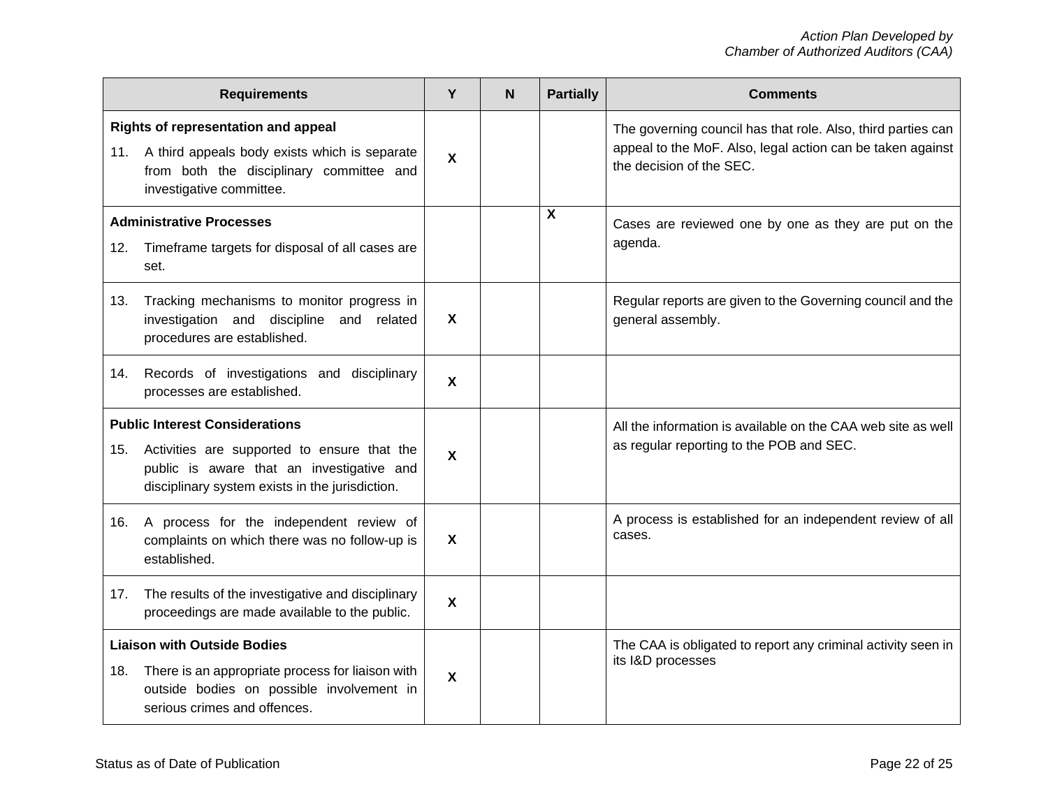| Requirements | Y | N | Partially | Comments |
|---|---|---|---|---|
| **Rights of representation and appeal**<br>11. A third appeals body exists which is separate from both the disciplinary committee and investigative committee. | X | | | The governing council has that role. Also, third parties can appeal to the MoF. Also, legal action can be taken against the decision of the SEC. |
| **Administrative Processes**<br>12. Timeframe targets for disposal of all cases are set. | | | X | Cases are reviewed one by one as they are put on the agenda. |
| 13. Tracking mechanisms to monitor progress in investigation and discipline and related procedures are established. | X | | | Regular reports are given to the Governing council and the general assembly. |
| 14. Records of investigations and disciplinary processes are established. | X | | | |
| **Public Interest Considerations**<br>15. Activities are supported to ensure that the public is aware that an investigative and disciplinary system exists in the jurisdiction. | X | | | All the information is available on the CAA web site as well as regular reporting to the POB and SEC. |
| 16. A process for the independent review of complaints on which there was no follow-up is established. | X | | | A process is established for an independent review of all cases. |
| 17. The results of the investigative and disciplinary proceedings are made available to the public. | X | | | |
| **Liaison with Outside Bodies**<br>18. There is an appropriate process for liaison with outside bodies on possible involvement in serious crimes and offences. | X | | | The CAA is obligated to report any criminal activity seen in its I&D processes |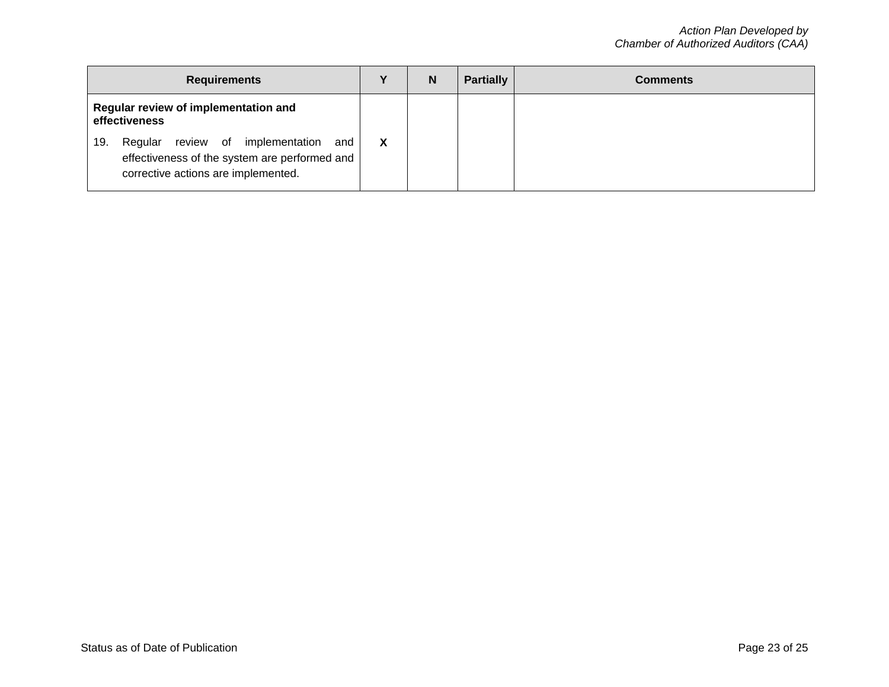| Requirements | Y | N | Partially | Comments |
|---|---|---|---|---|
| **Regular review of implementation and effectiveness** | | | | |
| 19. Regular review of implementation and effectiveness of the system are performed and corrective actions are implemented. | **X** | | | |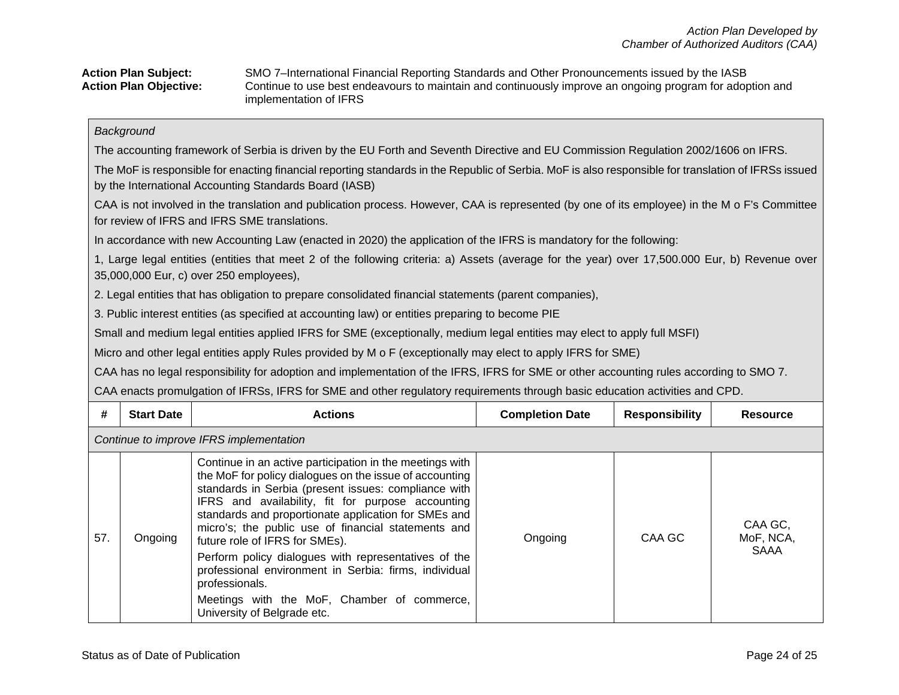**Action Plan Subject:** SMO 7–International Financial Reporting Standards and Other Pronouncements issued by the IASB

**Action Plan Objective:** Continue to use best endeavours to maintain and continuously improve an ongoing program for adoption and implementation of IFRS

*Background*

The accounting framework of Serbia is driven by the EU Forth and Seventh Directive and EU Commission Regulation 2002/1606 on IFRS.

The MoF is responsible for enacting financial reporting standards in the Republic of Serbia. MoF is also responsible for translation of IFRSs issued by the International Accounting Standards Board (IASB)

CAA is not involved in the translation and publication process. However, CAA is represented (by one of its employee) in the M o F's Committee for review of IFRS and IFRS SME translations.

In accordance with new Accounting Law (enacted in 2020) the application of the IFRS is mandatory for the following:

1, Large legal entities (entities that meet 2 of the following criteria: a) Assets (average for the year) over 17,500.000 Eur, b) Revenue over 35,000,000 Eur, c) over 250 employees),

2. Legal entities that has obligation to prepare consolidated financial statements (parent companies),

3. Public interest entities (as specified at accounting law) or entities preparing to become PIE

Small and medium legal entities applied IFRS for SME (exceptionally, medium legal entities may elect to apply full MSFI)

Micro and other legal entities apply Rules provided by M o F (exceptionally may elect to apply IFRS for SME)

CAA has no legal responsibility for adoption and implementation of the IFRS, IFRS for SME or other accounting rules according to SMO 7.

CAA enacts promulgation of IFRSs, IFRS for SME and other regulatory requirements through basic education activities and CPD.

| # | Start Date | Actions | Completion Date | Responsibility | Resource |
|---|---|---|---|---|---|
| *Continue to improve IFRS implementation* | | | | | |
| 57. | Ongoing | Continue in an active participation in the meetings with the MoF for policy dialogues on the issue of accounting standards in Serbia (present issues: compliance with IFRS and availability, fit for purpose accounting standards and proportionate application for SMEs and micro's; the public use of financial statements and future role of IFRS for SMEs).<br>Perform policy dialogues with representatives of the professional environment in Serbia: firms, individual professionals.<br>Meetings with the MoF, Chamber of commerce, University of Belgrade etc. | Ongoing | CAA GC | CAA GC, MoF, NCA, SAAA |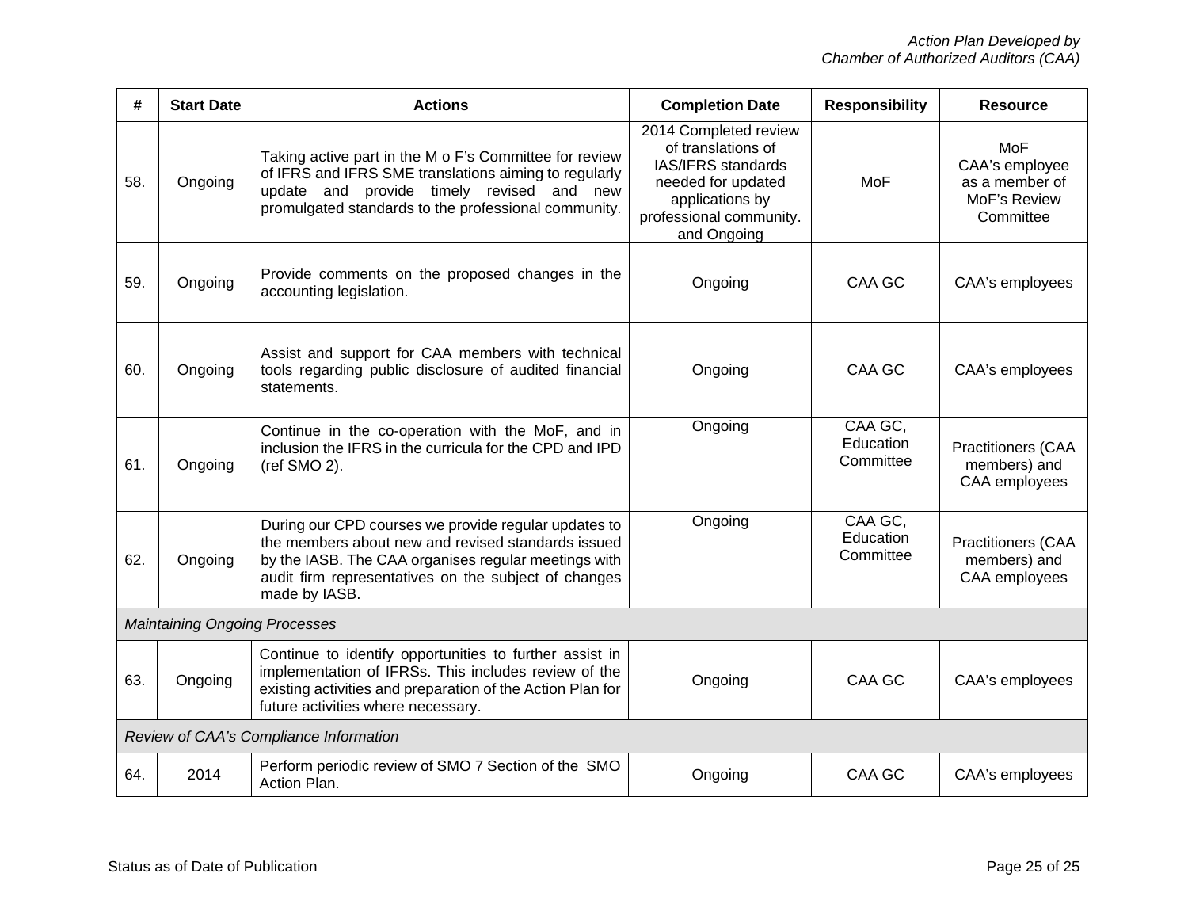| # | Start Date | Actions | Completion Date | Responsibility | Resource |
|---|---|---|---|---|---|
| 58. | Ongoing | Taking active part in the M o F's Committee for review of IFRS and IFRS SME translations aiming to regularly update and provide timely revised and new promulgated standards to the professional community. | 2014 Completed review of translations of IAS/IFRS standards needed for updated applications by professional community. and Ongoing | MoF | MoF CAA's employee as a member of MoF's Review Committee |
| 59. | Ongoing | Provide comments on the proposed changes in the accounting legislation. | Ongoing | CAA GC | CAA's employees |
| 60. | Ongoing | Assist and support for CAA members with technical tools regarding public disclosure of audited financial statements. | Ongoing | CAA GC | CAA's employees |
| 61. | Ongoing | Continue in the co-operation with the MoF, and in inclusion the IFRS in the curricula for the CPD and IPD (ref SMO 2). | Ongoing | CAA GC, Education Committee | Practitioners (CAA members) and CAA employees |
| 62. | Ongoing | During our CPD courses we provide regular updates to the members about new and revised standards issued by the IASB. The CAA organises regular meetings with audit firm representatives on the subject of changes made by IASB. | Ongoing | CAA GC, Education Committee | Practitioners (CAA members) and CAA employees |
| *Maintaining Ongoing Processes* | | | | | |
| 63. | Ongoing | Continue to identify opportunities to further assist in implementation of IFRSs. This includes review of the existing activities and preparation of the Action Plan for future activities where necessary. | Ongoing | CAA GC | CAA's employees |
| *Review of CAA's Compliance Information* | | | | | |
| 64. | 2014 | Perform periodic review of SMO 7 Section of the SMO Action Plan. | Ongoing | CAA GC | CAA's employees |